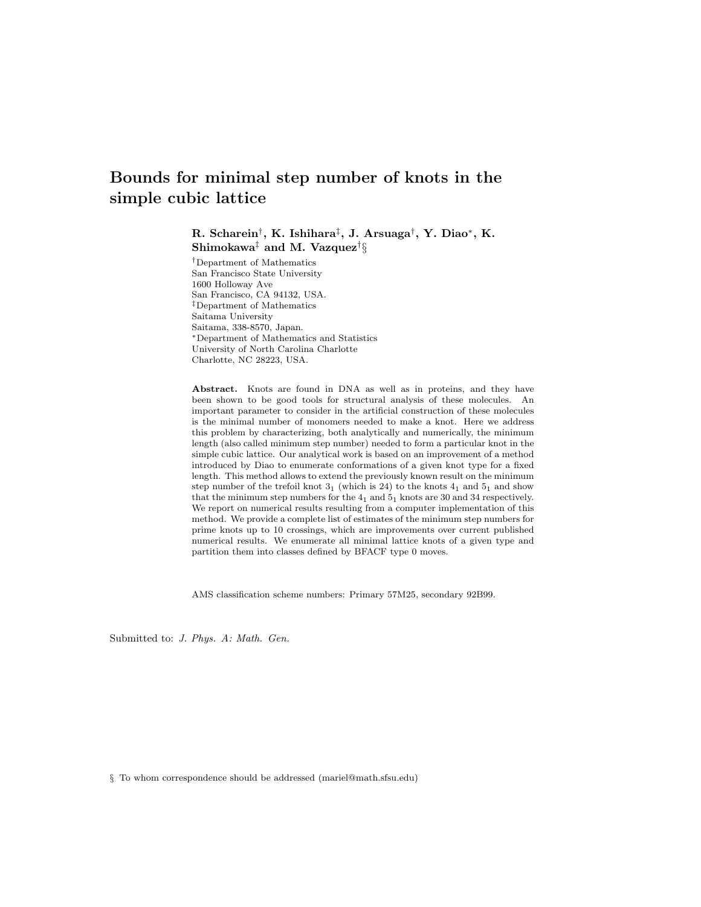# Bounds for minimal step number of knots in the simple cubic lattice

**R. Scharein[†], K. Ishihara[‡], J. Arsuaga[†], Y. Diao[*], K. Shimokawa[‡] and M. Vazquez[†§]**

[†]Department of Mathematics
San Francisco State University
1600 Holloway Ave
San Francisco, CA 94132, USA.
[‡]Department of Mathematics
Saitama University
Saitama, 338-8570, Japan.
[*]Department of Mathematics and Statistics
University of North Carolina Charlotte
Charlotte, NC 28223, USA.

**Abstract.** Knots are found in DNA as well as in proteins, and they have been shown to be good tools for structural analysis of these molecules. An important parameter to consider in the artificial construction of these molecules is the minimal number of monomers needed to make a knot. Here we address this problem by characterizing, both analytically and numerically, the minimum length (also called minimum step number) needed to form a particular knot in the simple cubic lattice. Our analytical work is based on an improvement of a method introduced by Diao to enumerate conformations of a given knot type for a fixed length. This method allows to extend the previously known result on the minimum step number of the trefoil knot $3_1$ (which is 24) to the knots $4_1$ and $5_1$ and show that the minimum step numbers for the $4_1$ and $5_1$ knots are 30 and 34 respectively. We report on numerical results resulting from a computer implementation of this method. We provide a complete list of estimates of the minimum step numbers for prime knots up to 10 crossings, which are improvements over current published numerical results. We enumerate all minimal lattice knots of a given type and partition them into classes defined by BFACF type 0 moves.

AMS classification scheme numbers: Primary 57M25, secondary 92B99.

Submitted to: *J. Phys. A: Math. Gen.*

§ To whom correspondence should be addressed (mariel@math.sfsu.edu)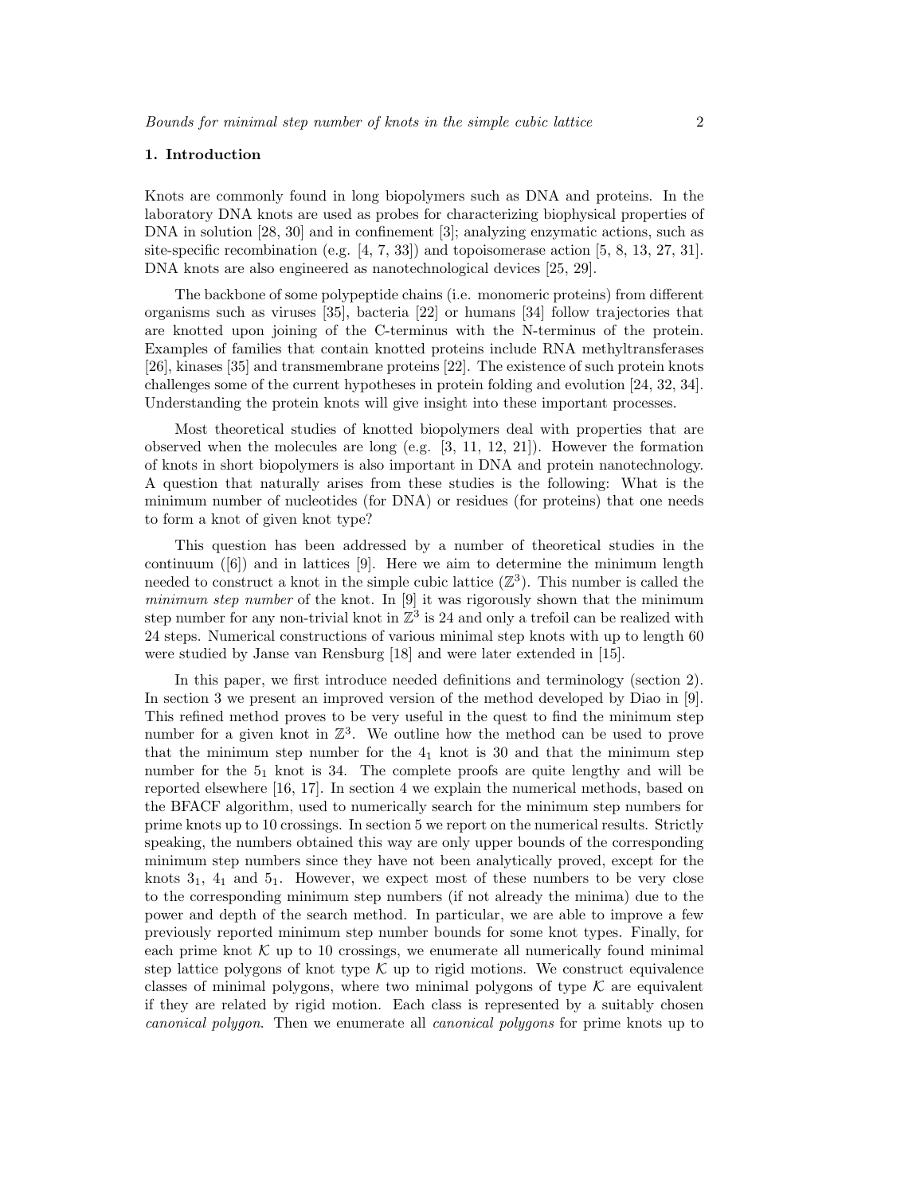## 1. Introduction

Knots are commonly found in long biopolymers such as DNA and proteins. In the laboratory DNA knots are used as probes for characterizing biophysical properties of DNA in solution [28, 30] and in confinement [3]; analyzing enzymatic actions, such as site-specific recombination (e.g. [4, 7, 33]) and topoisomerase action [5, 8, 13, 27, 31]. DNA knots are also engineered as nanotechnological devices [25, 29].

The backbone of some polypeptide chains (i.e. monomeric proteins) from different organisms such as viruses [35], bacteria [22] or humans [34] follow trajectories that are knotted upon joining of the C-terminus with the N-terminus of the protein. Examples of families that contain knotted proteins include RNA methyltransferases [26], kinases [35] and transmembrane proteins [22]. The existence of such protein knots challenges some of the current hypotheses in protein folding and evolution [24, 32, 34]. Understanding the protein knots will give insight into these important processes.

Most theoretical studies of knotted biopolymers deal with properties that are observed when the molecules are long (e.g. [3, 11, 12, 21]). However the formation of knots in short biopolymers is also important in DNA and protein nanotechnology. A question that naturally arises from these studies is the following: What is the minimum number of nucleotides (for DNA) or residues (for proteins) that one needs to form a knot of given knot type?

This question has been addressed by a number of theoretical studies in the continuum ([6]) and in lattices [9]. Here we aim to determine the minimum length needed to construct a knot in the simple cubic lattice ($\mathbb{Z}^3$). This number is called the *minimum step number* of the knot. In [9] it was rigorously shown that the minimum step number for any non-trivial knot in $\mathbb{Z}^3$ is 24 and only a trefoil can be realized with 24 steps. Numerical constructions of various minimal step knots with up to length 60 were studied by Janse van Rensburg [18] and were later extended in [15].

In this paper, we first introduce needed definitions and terminology (section 2). In section 3 we present an improved version of the method developed by Diao in [9]. This refined method proves to be very useful in the quest to find the minimum step number for a given knot in $\mathbb{Z}^3$. We outline how the method can be used to prove that the minimum step number for the $4_1$ knot is 30 and that the minimum step number for the $5_1$ knot is 34. The complete proofs are quite lengthy and will be reported elsewhere [16, 17]. In section 4 we explain the numerical methods, based on the BFACF algorithm, used to numerically search for the minimum step numbers for prime knots up to 10 crossings. In section 5 we report on the numerical results. Strictly speaking, the numbers obtained this way are only upper bounds of the corresponding minimum step numbers since they have not been analytically proved, except for the knots $3_1$, $4_1$ and $5_1$. However, we expect most of these numbers to be very close to the corresponding minimum step numbers (if not already the minima) due to the power and depth of the search method. In particular, we are able to improve a few previously reported minimum step number bounds for some knot types. Finally, for each prime knot $\mathcal{K}$ up to 10 crossings, we enumerate all numerically found minimal step lattice polygons of knot type $\mathcal{K}$ up to rigid motions. We construct equivalence classes of minimal polygons, where two minimal polygons of type $\mathcal{K}$ are equivalent if they are related by rigid motion. Each class is represented by a suitably chosen *canonical polygon*. Then we enumerate all *canonical polygons* for prime knots up to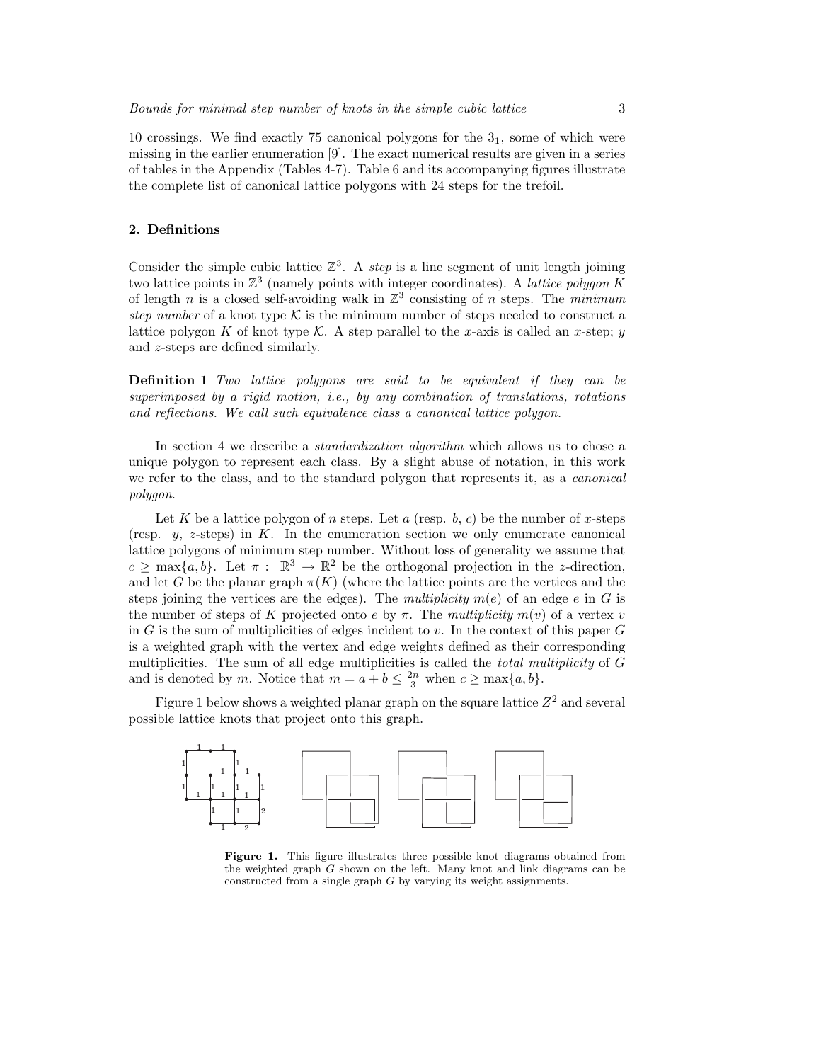10 crossings. We find exactly 75 canonical polygons for the $3_1$, some of which were missing in the earlier enumeration [9]. The exact numerical results are given in a series of tables in the Appendix (Tables 4-7). Table 6 and its accompanying figures illustrate the complete list of canonical lattice polygons with 24 steps for the trefoil.

## 2. Definitions

Consider the simple cubic lattice $\mathbb{Z}^3$. A *step* is a line segment of unit length joining two lattice points in $\mathbb{Z}^3$ (namely points with integer coordinates). A *lattice polygon* $K$ of length $n$ is a closed self-avoiding walk in $\mathbb{Z}^3$ consisting of $n$ steps. The *minimum step number* of a knot type $\mathcal{K}$ is the minimum number of steps needed to construct a lattice polygon $K$ of knot type $\mathcal{K}$. A step parallel to the $x$-axis is called an $x$-step; $y$ and $z$-steps are defined similarly.

**Definition 1** *Two lattice polygons are said to be equivalent if they can be superimposed by a rigid motion, i.e., by any combination of translations, rotations and reflections. We call such equivalence class a canonical lattice polygon.*

In section 4 we describe a *standardization algorithm* which allows us to chose a unique polygon to represent each class. By a slight abuse of notation, in this work we refer to the class, and to the standard polygon that represents it, as a *canonical polygon*.

Let $K$ be a lattice polygon of $n$ steps. Let $a$ (resp. $b$, $c$) be the number of $x$-steps (resp. $y$, $z$-steps) in $K$. In the enumeration section we only enumerate canonical lattice polygons of minimum step number. Without loss of generality we assume that $c \geq \max\{a, b\}$. Let $\pi : \mathbb{R}^3 \to \mathbb{R}^2$ be the orthogonal projection in the $z$-direction, and let $G$ be the planar graph $\pi(K)$ (where the lattice points are the vertices and the steps joining the vertices are the edges). The *multiplicity* $m(e)$ of an edge $e$ in $G$ is the number of steps of $K$ projected onto $e$ by $\pi$. The *multiplicity* $m(v)$ of a vertex $v$ in $G$ is the sum of multiplicities of edges incident to $v$. In the context of this paper $G$ is a weighted graph with the vertex and edge weights defined as their corresponding multiplicities. The sum of all edge multiplicities is called the *total multiplicity* of $G$ and is denoted by $m$. Notice that $m = a + b \leq \frac{2n}{3}$ when $c \geq \max\{a, b\}$.

Figure 1 below shows a weighted planar graph on the square lattice $Z^2$ and several possible lattice knots that project onto this graph.

**Figure 1.** This figure illustrates three possible knot diagrams obtained from the weighted graph $G$ shown on the left. Many knot and link diagrams can be constructed from a single graph $G$ by varying its weight assignments.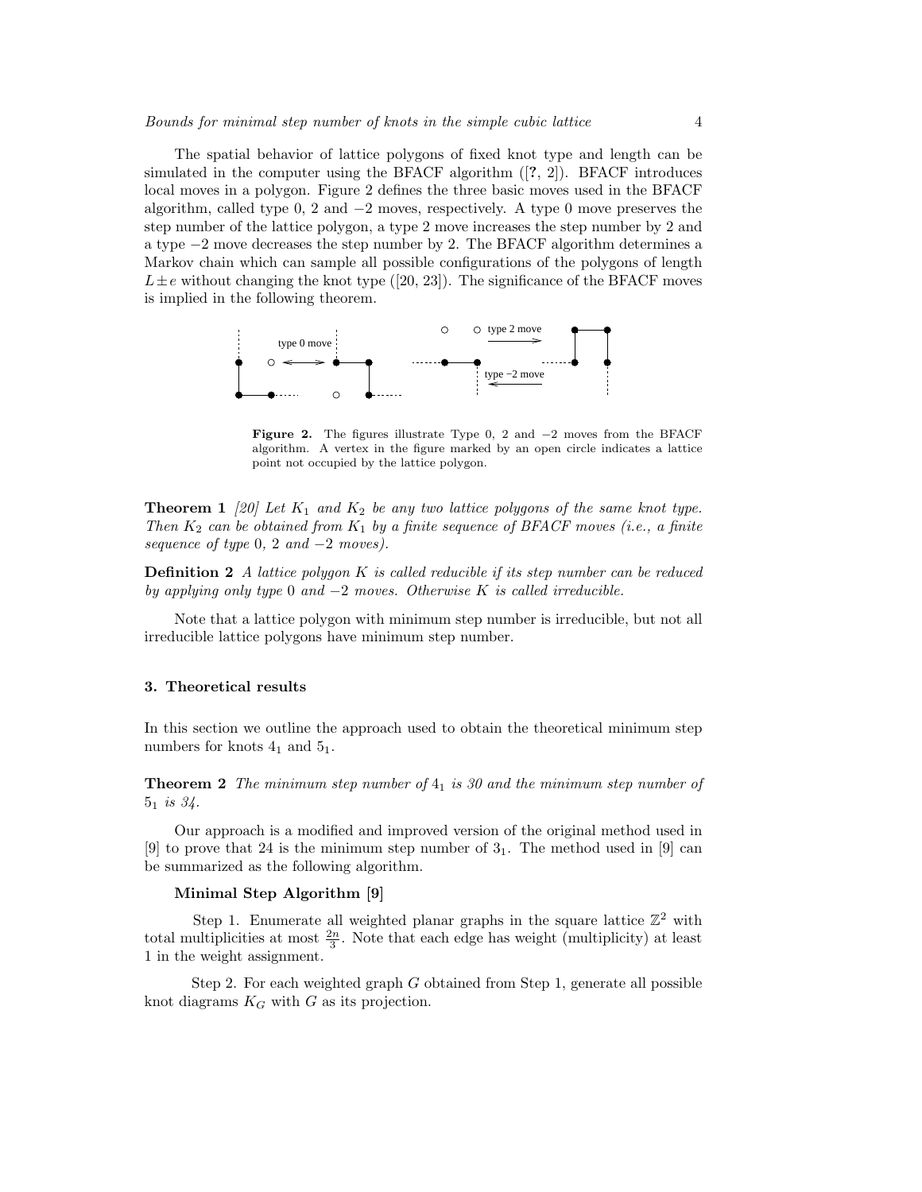The spatial behavior of lattice polygons of fixed knot type and length can be simulated in the computer using the BFACF algorithm ([?, 2]). BFACF introduces local moves in a polygon. Figure 2 defines the three basic moves used in the BFACF algorithm, called type 0, 2 and $-2$ moves, respectively. A type 0 move preserves the step number of the lattice polygon, a type 2 move increases the step number by 2 and a type $-2$ move decreases the step number by 2. The BFACF algorithm determines a Markov chain which can sample all possible configurations of the polygons of length $L \pm e$ without changing the knot type ([20, 23]). The significance of the BFACF moves is implied in the following theorem.

**Figure 2.** The figures illustrate Type 0, 2 and $-2$ moves from the BFACF algorithm. A vertex in the figure marked by an open circle indicates a lattice point not occupied by the lattice polygon.

**Theorem 1** *[20] Let $K_1$ and $K_2$ be any two lattice polygons of the same knot type. Then $K_2$ can be obtained from $K_1$ by a finite sequence of BFACF moves (i.e., a finite sequence of type 0, 2 and $-2$ moves).*

**Definition 2** *A lattice polygon $K$ is called reducible if its step number can be reduced by applying only type 0 and $-2$ moves. Otherwise $K$ is called irreducible.*

Note that a lattice polygon with minimum step number is irreducible, but not all irreducible lattice polygons have minimum step number.

## 3. Theoretical results

In this section we outline the approach used to obtain the theoretical minimum step numbers for knots $4_1$ and $5_1$.

**Theorem 2** *The minimum step number of $4_1$ is 30 and the minimum step number of $5_1$ is 34.*

Our approach is a modified and improved version of the original method used in [9] to prove that 24 is the minimum step number of $3_1$. The method used in [9] can be summarized as the following algorithm.

**Minimal Step Algorithm [9]**

Step 1. Enumerate all weighted planar graphs in the square lattice $\mathbb{Z}^2$ with total multiplicities at most $\frac{2n}{3}$. Note that each edge has weight (multiplicity) at least 1 in the weight assignment.

Step 2. For each weighted graph $G$ obtained from Step 1, generate all possible knot diagrams $K_G$ with $G$ as its projection.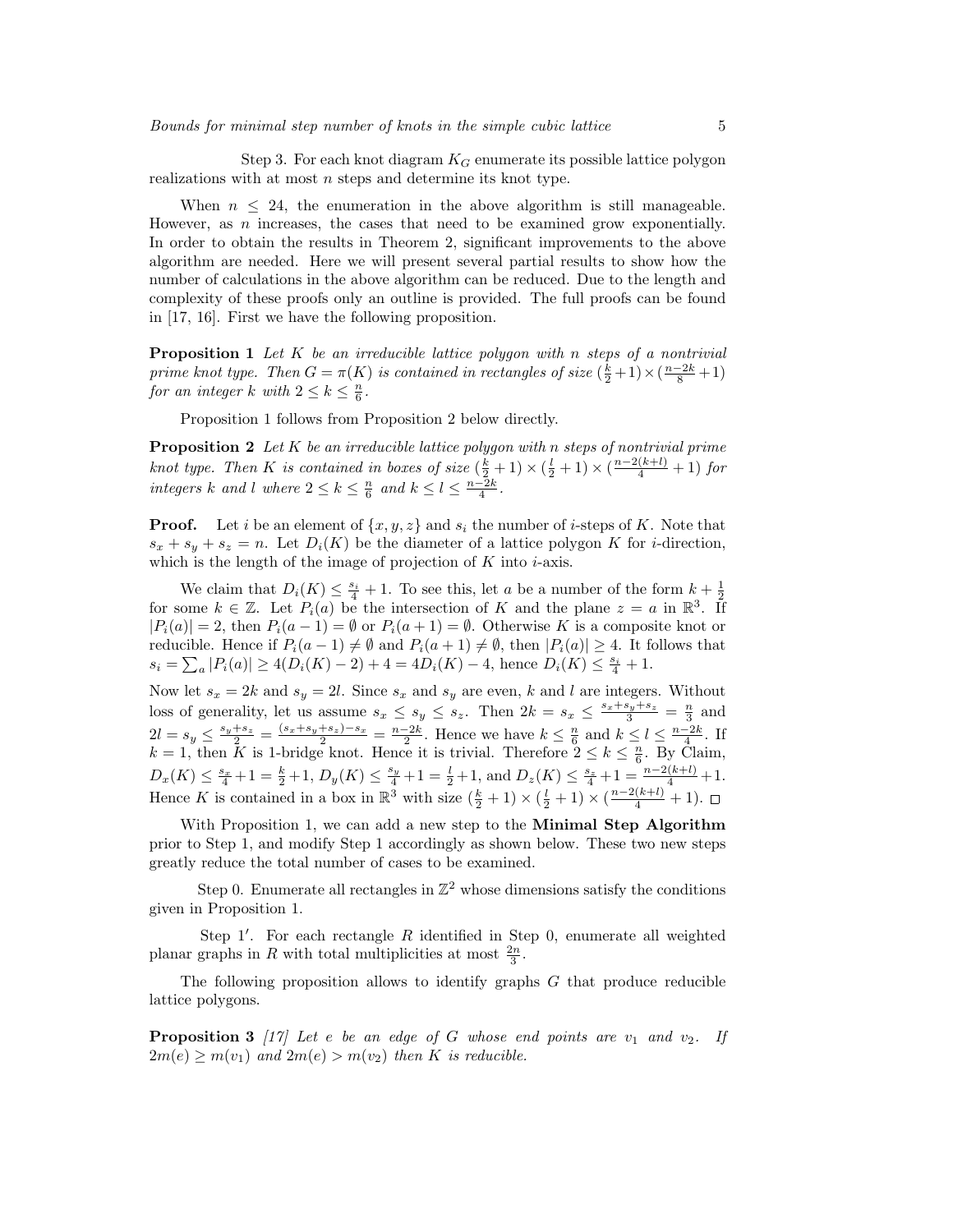Step 3. For each knot diagram $K_G$ enumerate its possible lattice polygon realizations with at most $n$ steps and determine its knot type.

When $n \leq 24$, the enumeration in the above algorithm is still manageable. However, as $n$ increases, the cases that need to be examined grow exponentially. In order to obtain the results in Theorem 2, significant improvements to the above algorithm are needed. Here we will present several partial results to show how the number of calculations in the above algorithm can be reduced. Due to the length and complexity of these proofs only an outline is provided. The full proofs can be found in [17, 16]. First we have the following proposition.

**Proposition 1** *Let $K$ be an irreducible lattice polygon with $n$ steps of a nontrivial prime knot type. Then $G = \pi(K)$ is contained in rectangles of size $(\frac{k}{2}+1) \times (\frac{n-2k}{8}+1)$ for an integer $k$ with $2 \leq k \leq \frac{n}{6}$.*

Proposition 1 follows from Proposition 2 below directly.

**Proposition 2** *Let $K$ be an irreducible lattice polygon with $n$ steps of nontrivial prime knot type. Then $K$ is contained in boxes of size $(\frac{k}{2}+1) \times (\frac{l}{2}+1) \times (\frac{n-2(k+l)}{4}+1)$ for integers $k$ and $l$ where $2 \leq k \leq \frac{n}{6}$ and $k \leq l \leq \frac{n-2k}{4}$.*

**Proof.** Let $i$ be an element of $\{x, y, z\}$ and $s_i$ the number of $i$-steps of $K$. Note that $s_x + s_y + s_z = n$. Let $D_i(K)$ be the diameter of a lattice polygon $K$ for $i$-direction, which is the length of the image of projection of $K$ into $i$-axis.

We claim that $D_i(K) \leq \frac{s_i}{4} + 1$. To see this, let $a$ be a number of the form $k + \frac{1}{2}$ for some $k \in \mathbb{Z}$. Let $P_i(a)$ be the intersection of $K$ and the plane $z = a$ in $\mathbb{R}^3$. If $|P_i(a)| = 2$, then $P_i(a-1) = \emptyset$ or $P_i(a+1) = \emptyset$. Otherwise $K$ is a composite knot or reducible. Hence if $P_i(a-1) \neq \emptyset$ and $P_i(a+1) \neq \emptyset$, then $|P_i(a)| \geq 4$. It follows that $s_i = \sum_a |P_i(a)| \geq 4(D_i(K) - 2) + 4 = 4D_i(K) - 4$, hence $D_i(K) \leq \frac{s_i}{4} + 1$.

Now let $s_x = 2k$ and $s_y = 2l$. Since $s_x$ and $s_y$ are even, $k$ and $l$ are integers. Without loss of generality, let us assume $s_x \leq s_y \leq s_z$. Then $2k = s_x \leq \frac{s_x+s_y+s_z}{3} = \frac{n}{3}$ and $2l = s_y \leq \frac{s_y+s_z}{2} = \frac{(s_x+s_y+s_z)-s_x}{2} = \frac{n-2k}{2}$. Hence we have $k \leq \frac{n}{6}$ and $k \leq l \leq \frac{n-2k}{4}$. If $k = 1$, then $K$ is 1-bridge knot. Hence it is trivial. Therefore $2 \leq k \leq \frac{n}{6}$. By Claim, $D_x(K) \leq \frac{s_x}{4}+1 = \frac{k}{2}+1$, $D_y(K) \leq \frac{s_y}{4}+1 = \frac{l}{2}+1$, and $D_z(K) \leq \frac{s_z}{4}+1 = \frac{n-2(k+l)}{4}+1$. Hence $K$ is contained in a box in $\mathbb{R}^3$ with size $(\frac{k}{2}+1) \times (\frac{l}{2}+1) \times (\frac{n-2(k+l)}{4}+1)$. □

With Proposition 1, we can add a new step to the **Minimal Step Algorithm** prior to Step 1, and modify Step 1 accordingly as shown below. These two new steps greatly reduce the total number of cases to be examined.

Step 0. Enumerate all rectangles in $\mathbb{Z}^2$ whose dimensions satisfy the conditions given in Proposition 1.

Step 1′. For each rectangle $R$ identified in Step 0, enumerate all weighted planar graphs in $R$ with total multiplicities at most $\frac{2n}{3}$.

The following proposition allows to identify graphs $G$ that produce reducible lattice polygons.

**Proposition 3** *[17] Let $e$ be an edge of $G$ whose end points are $v_1$ and $v_2$. If $2m(e) \geq m(v_1)$ and $2m(e) > m(v_2)$ then $K$ is reducible.*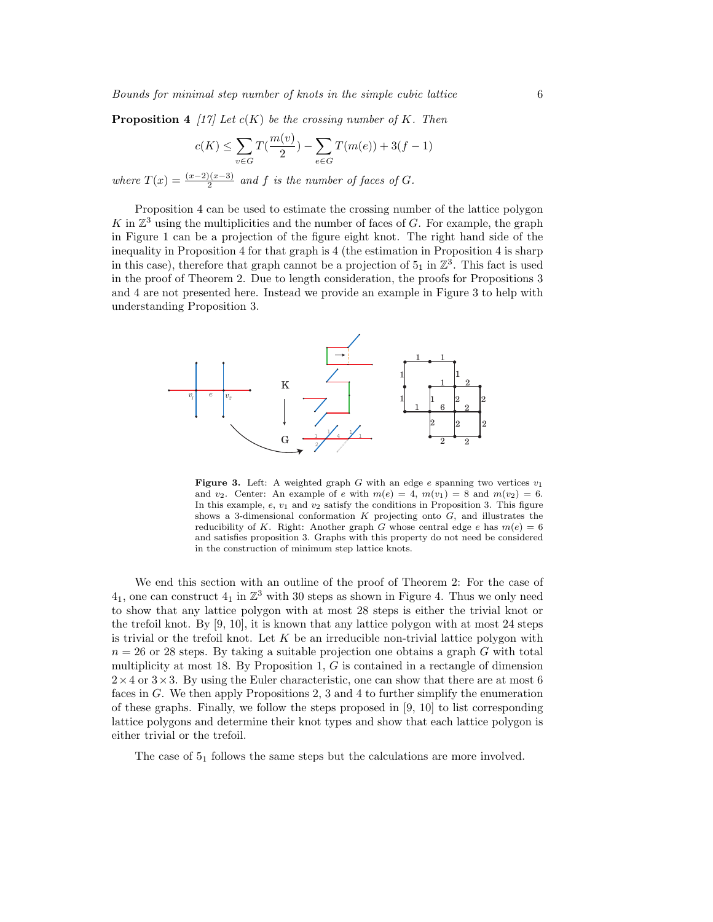**Proposition 4** *[17] Let $c(K)$ be the crossing number of $K$. Then*

$$c(K) \leq \sum_{v \in G} T(\frac{m(v)}{2}) - \sum_{e \in G} T(m(e)) + 3(f-1)$$

*where $T(x) = \frac{(x-2)(x-3)}{2}$ and $f$ is the number of faces of $G$.*

Proposition 4 can be used to estimate the crossing number of the lattice polygon $K$ in $\mathbb{Z}^3$ using the multiplicities and the number of faces of $G$. For example, the graph in Figure 1 can be a projection of the figure eight knot. The right hand side of the inequality in Proposition 4 for that graph is 4 (the estimation in Proposition 4 is sharp in this case), therefore that graph cannot be a projection of $5_1$ in $\mathbb{Z}^3$. This fact is used in the proof of Theorem 2. Due to length consideration, the proofs for Propositions 3 and 4 are not presented here. Instead we provide an example in Figure 3 to help with understanding Proposition 3.

**Figure 3.** Left: A weighted graph $G$ with an edge $e$ spanning two vertices $v_1$ and $v_2$. Center: An example of $e$ with $m(e) = 4$, $m(v_1) = 8$ and $m(v_2) = 6$. In this example, $e$, $v_1$ and $v_2$ satisfy the conditions in Proposition 3. This figure shows a 3-dimensional conformation $K$ projecting onto $G$, and illustrates the reducibility of $K$. Right: Another graph $G$ whose central edge $e$ has $m(e) = 6$ and satisfies proposition 3. Graphs with this property do not need be considered in the construction of minimum step lattice knots.

We end this section with an outline of the proof of Theorem 2: For the case of $4_1$, one can construct $4_1$ in $\mathbb{Z}^3$ with 30 steps as shown in Figure 4. Thus we only need to show that any lattice polygon with at most 28 steps is either the trivial knot or the trefoil knot. By [9, 10], it is known that any lattice polygon with at most 24 steps is trivial or the trefoil knot. Let $K$ be an irreducible non-trivial lattice polygon with $n = 26$ or 28 steps. By taking a suitable projection one obtains a graph $G$ with total multiplicity at most 18. By Proposition 1, $G$ is contained in a rectangle of dimension $2 \times 4$ or $3 \times 3$. By using the Euler characteristic, one can show that there are at most 6 faces in $G$. We then apply Propositions 2, 3 and 4 to further simplify the enumeration of these graphs. Finally, we follow the steps proposed in [9, 10] to list corresponding lattice polygons and determine their knot types and show that each lattice polygon is either trivial or the trefoil.

The case of $5_1$ follows the same steps but the calculations are more involved.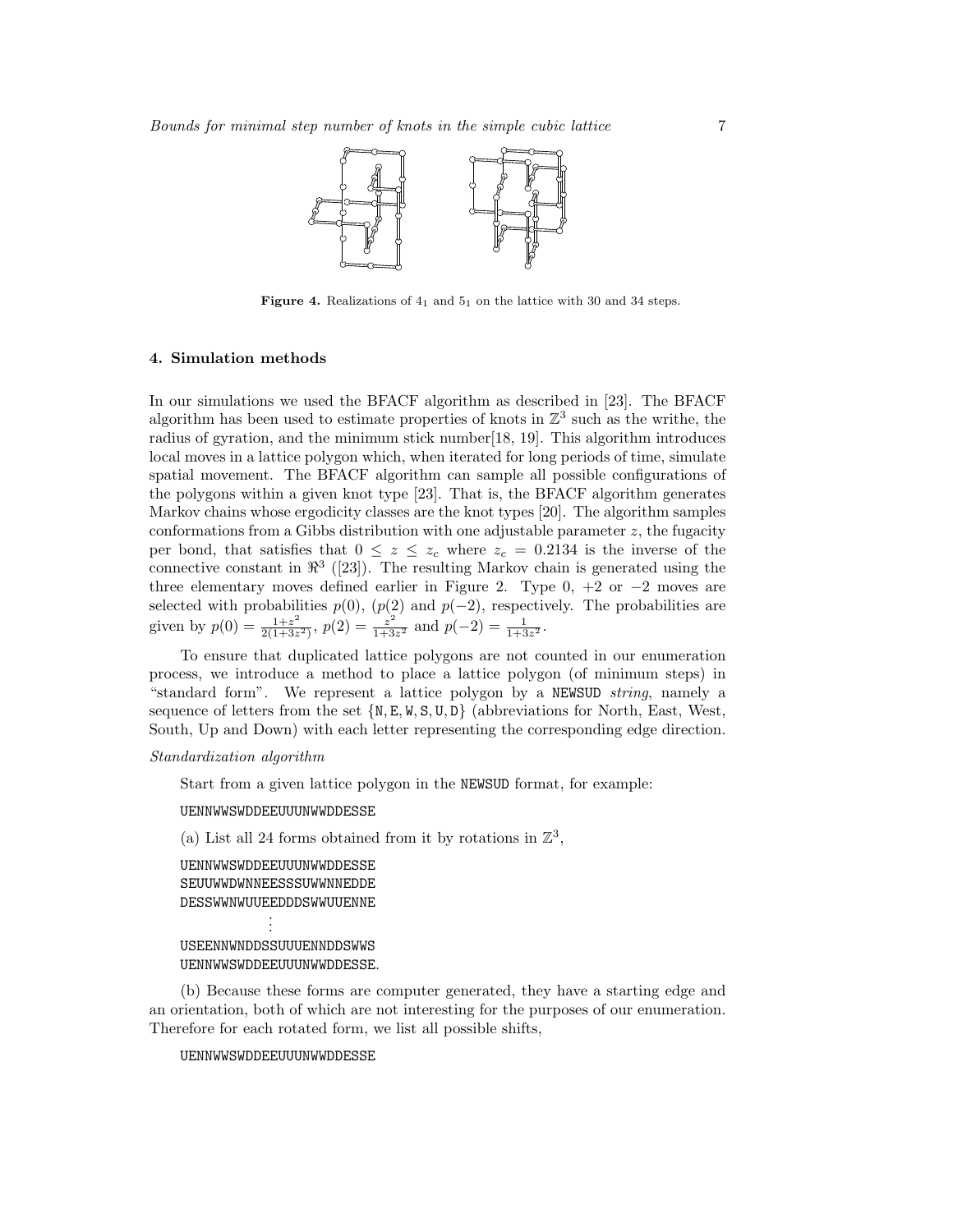**Figure 4.** Realizations of $4_1$ and $5_1$ on the lattice with 30 and 34 steps.

## 4. Simulation methods

In our simulations we used the BFACF algorithm as described in [23]. The BFACF algorithm has been used to estimate properties of knots in $\mathbb{Z}^3$ such as the writhe, the radius of gyration, and the minimum stick number[18, 19]. This algorithm introduces local moves in a lattice polygon which, when iterated for long periods of time, simulate spatial movement. The BFACF algorithm can sample all possible configurations of the polygons within a given knot type [23]. That is, the BFACF algorithm generates Markov chains whose ergodicity classes are the knot types [20]. The algorithm samples conformations from a Gibbs distribution with one adjustable parameter $z$, the fugacity per bond, that satisfies that $0 \leq z \leq z_c$ where $z_c = 0.2134$ is the inverse of the connective constant in $\Re^3$ ([23]). The resulting Markov chain is generated using the three elementary moves defined earlier in Figure 2. Type 0, $+2$ or $-2$ moves are selected with probabilities $p(0)$, ($p(2)$ and $p(-2)$, respectively. The probabilities are given by $p(0) = \frac{1+z^2}{2(1+3z^2)}$, $p(2) = \frac{z^2}{1+3z^2}$ and $p(-2) = \frac{1}{1+3z^2}$.

To ensure that duplicated lattice polygons are not counted in our enumeration process, we introduce a method to place a lattice polygon (of minimum steps) in "standard form". We represent a lattice polygon by a `NEWSUD` *string*, namely a sequence of letters from the set {N, E, W, S, U, D} (abbreviations for North, East, West, South, Up and Down) with each letter representing the corresponding edge direction.

*Standardization algorithm*

Start from a given lattice polygon in the `NEWSUD` format, for example:

```
UENNWWSWDDEEUUUNWWDDESSE
```

(a) List all 24 forms obtained from it by rotations in $\mathbb{Z}^3$,

```
UENNWWSWDDEEUUUNWWDDESSE
SEUUWWDWNNEESSSUWWNNEDDE
DESSWWNWUUEEDDDSWWUUENNE
⋮
USEENNWNDDSSUUUENNDDSWWS
UENNWWSWDDEEUUUNWWDDESSE.
```

(b) Because these forms are computer generated, they have a starting edge and an orientation, both of which are not interesting for the purposes of our enumeration. Therefore for each rotated form, we list all possible shifts,

```
UENNWWSWDDEEUUUNWWDDESSE
```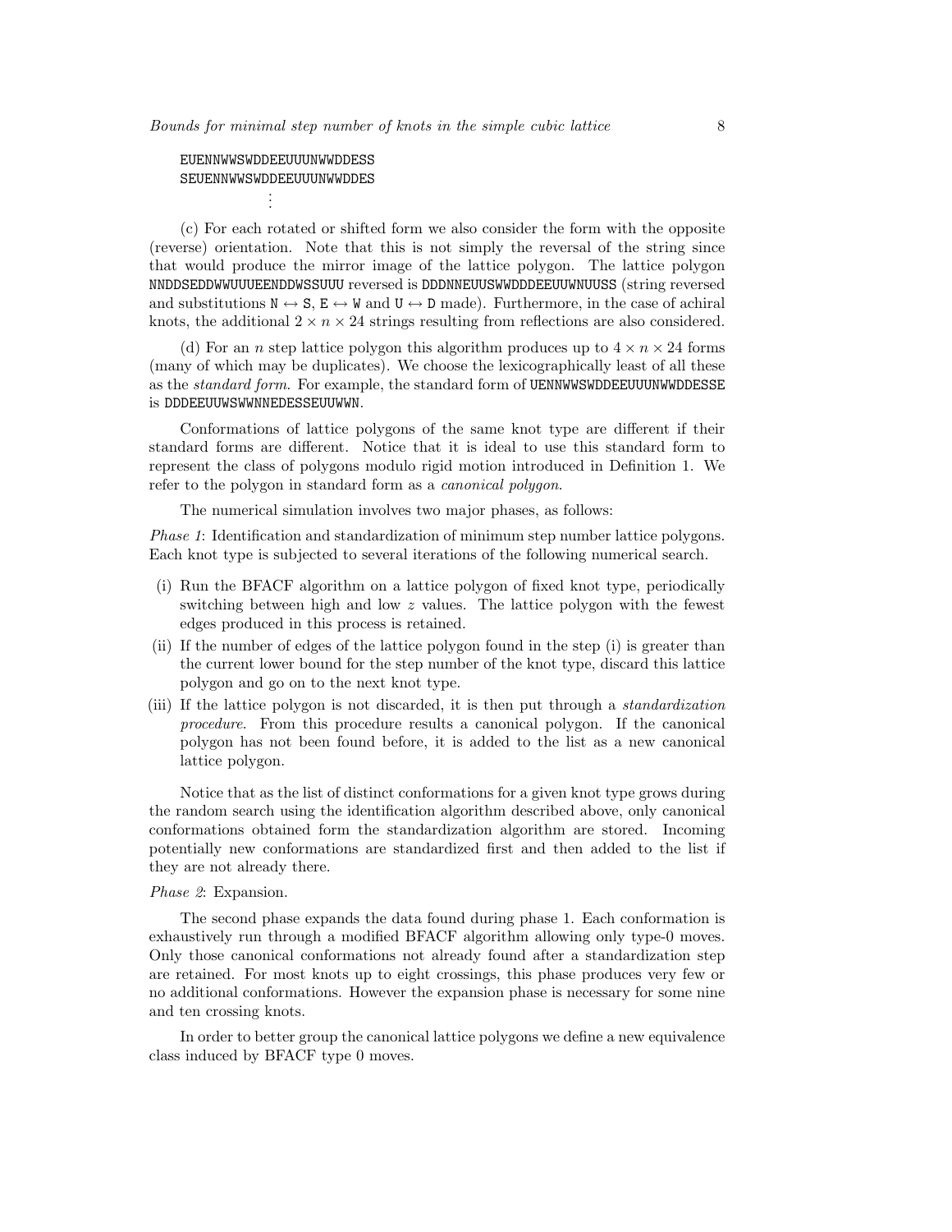```
EUENNWWSWDDEEUUUNWWDDESS
SEUENNWWSWDDEEUUUNWWDDES
        ⋮
```

(c) For each rotated or shifted form we also consider the form with the opposite (reverse) orientation. Note that this is not simply the reversal of the string since that would produce the mirror image of the lattice polygon. The lattice polygon `NNDDSEDDWWUUUEENDDWSSUUU` reversed is `DDDNNEUUSWWDDDEEUUWNUUSS` (string reversed and substitutions `N` ↔ `S`, `E` ↔ `W` and `U` ↔ `D` made). Furthermore, in the case of achiral knots, the additional $2 \times n \times 24$ strings resulting from reflections are also considered.

(d) For an $n$ step lattice polygon this algorithm produces up to $4 \times n \times 24$ forms (many of which may be duplicates). We choose the lexicographically least of all these as the *standard form*. For example, the standard form of `UENNWWSWDDEEUUUNWWDDESSE` is `DDDEEUUWSWWNNEDESSEUUWWN`.

Conformations of lattice polygons of the same knot type are different if their standard forms are different. Notice that it is ideal to use this standard form to represent the class of polygons modulo rigid motion introduced in Definition 1. We refer to the polygon in standard form as a *canonical polygon*.

The numerical simulation involves two major phases, as follows:

*Phase 1*: Identification and standardization of minimum step number lattice polygons. Each knot type is subjected to several iterations of the following numerical search.

- (i) Run the BFACF algorithm on a lattice polygon of fixed knot type, periodically switching between high and low $z$ values. The lattice polygon with the fewest edges produced in this process is retained.
- (ii) If the number of edges of the lattice polygon found in the step (i) is greater than the current lower bound for the step number of the knot type, discard this lattice polygon and go on to the next knot type.
- (iii) If the lattice polygon is not discarded, it is then put through a *standardization procedure*. From this procedure results a canonical polygon. If the canonical polygon has not been found before, it is added to the list as a new canonical lattice polygon.

Notice that as the list of distinct conformations for a given knot type grows during the random search using the identification algorithm described above, only canonical conformations obtained form the standardization algorithm are stored. Incoming potentially new conformations are standardized first and then added to the list if they are not already there.

*Phase 2*: Expansion.

The second phase expands the data found during phase 1. Each conformation is exhaustively run through a modified BFACF algorithm allowing only type-0 moves. Only those canonical conformations not already found after a standardization step are retained. For most knots up to eight crossings, this phase produces very few or no additional conformations. However the expansion phase is necessary for some nine and ten crossing knots.

In order to better group the canonical lattice polygons we define a new equivalence class induced by BFACF type 0 moves.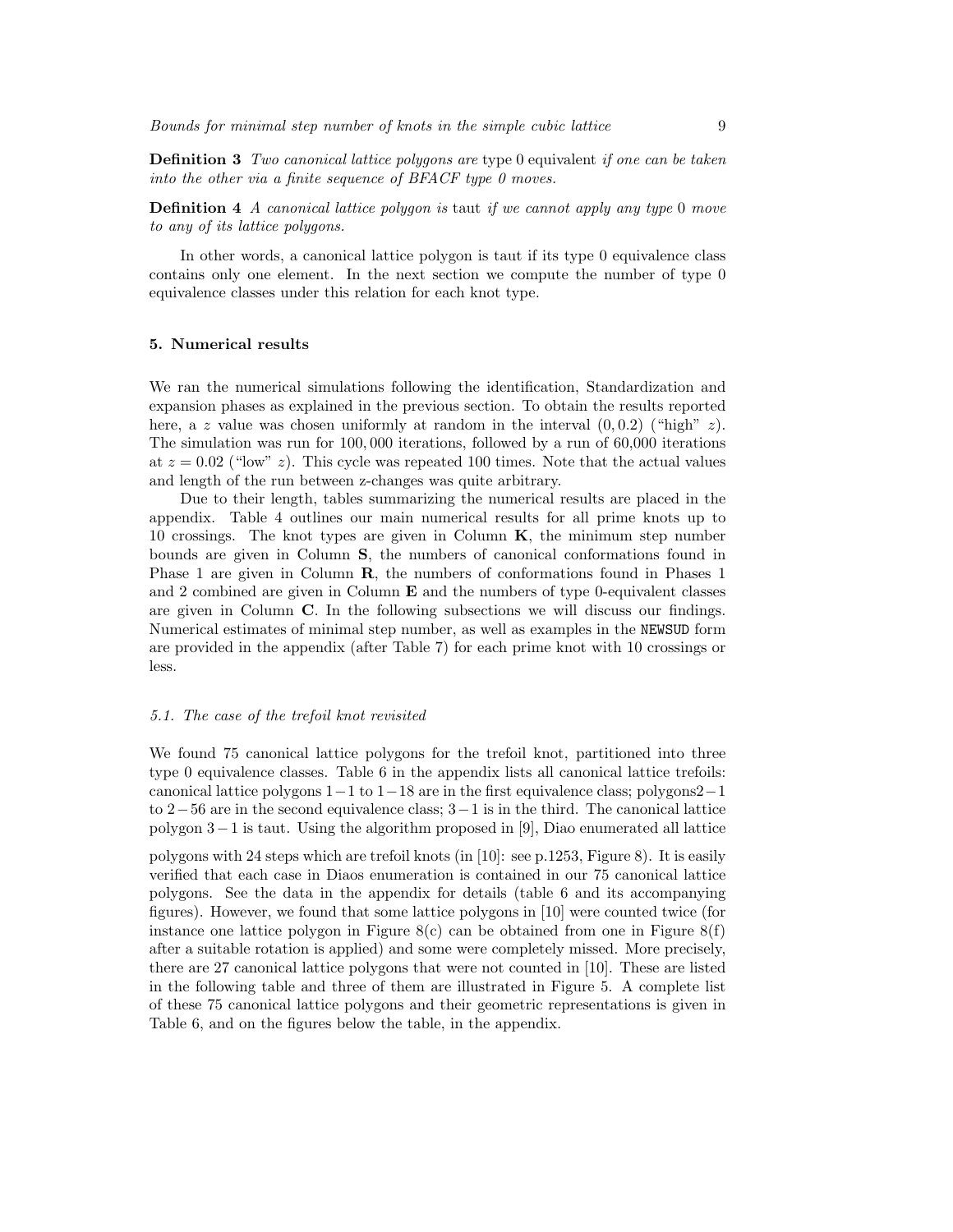**Definition 3** *Two canonical lattice polygons are* type 0 equivalent *if one can be taken into the other via a finite sequence of BFACF type 0 moves.*

**Definition 4** *A canonical lattice polygon is* taut *if we cannot apply any type* 0 *move to any of its lattice polygons.*

In other words, a canonical lattice polygon is taut if its type 0 equivalence class contains only one element. In the next section we compute the number of type 0 equivalence classes under this relation for each knot type.

## 5. Numerical results

We ran the numerical simulations following the identification, Standardization and expansion phases as explained in the previous section. To obtain the results reported here, a $z$ value was chosen uniformly at random in the interval $(0, 0.2)$ ("high" $z$). The simulation was run for $100,000$ iterations, followed by a run of 60,000 iterations at $z = 0.02$ ("low" $z$). This cycle was repeated 100 times. Note that the actual values and length of the run between z-changes was quite arbitrary.

Due to their length, tables summarizing the numerical results are placed in the appendix. Table 4 outlines our main numerical results for all prime knots up to 10 crossings. The knot types are given in Column **K**, the minimum step number bounds are given in Column **S**, the numbers of canonical conformations found in Phase 1 are given in Column **R**, the numbers of conformations found in Phases 1 and 2 combined are given in Column **E** and the numbers of type 0-equivalent classes are given in Column **C**. In the following subsections we will discuss our findings. Numerical estimates of minimal step number, as well as examples in the `NEWSUD` form are provided in the appendix (after Table 7) for each prime knot with 10 crossings or less.

### *5.1. The case of the trefoil knot revisited*

We found 75 canonical lattice polygons for the trefoil knot, partitioned into three type 0 equivalence classes. Table 6 in the appendix lists all canonical lattice trefoils: canonical lattice polygons $1-1$ to $1-18$ are in the first equivalence class; polygons$2-1$ to $2-56$ are in the second equivalence class; $3-1$ is in the third. The canonical lattice polygon $3-1$ is taut. Using the algorithm proposed in [9], Diao enumerated all lattice polygons with 24 steps which are trefoil knots (in [10]: see p.1253, Figure 8). It is easily verified that each case in Diaos enumeration is contained in our 75 canonical lattice polygons. See the data in the appendix for details (table 6 and its accompanying figures). However, we found that some lattice polygons in [10] were counted twice (for instance one lattice polygon in Figure 8(c) can be obtained from one in Figure 8(f) after a suitable rotation is applied) and some were completely missed. More precisely, there are 27 canonical lattice polygons that were not counted in [10]. These are listed in the following table and three of them are illustrated in Figure 5. A complete list of these 75 canonical lattice polygons and their geometric representations is given in Table 6, and on the figures below the table, in the appendix.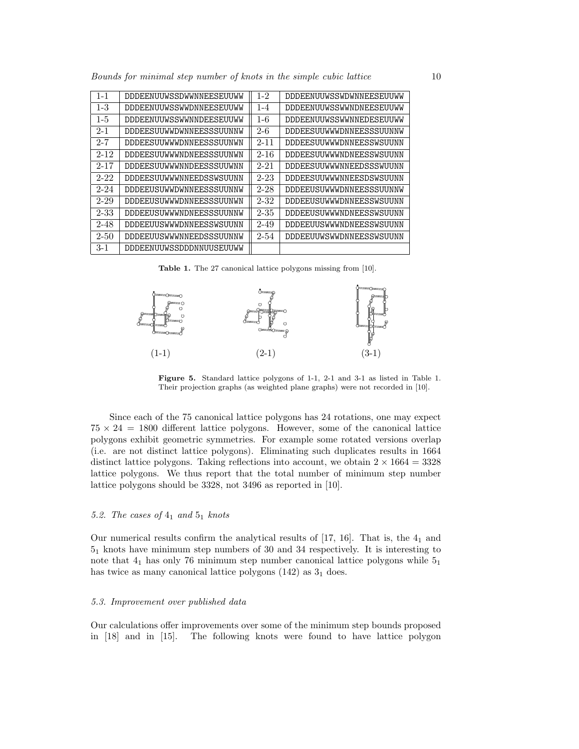| 1-1 | DDDEENUUWSSDWWNNEESEUUWW | 1-2 | DDDEENUUWSSWDWNNEESEUUWW |
|---|---|---|---|
| 1-3 | DDDEENUUWSSWWDNNEESEUUWW | 1-4 | DDDEENUUWSSWWNDNEESEUUWW |
| 1-5 | DDDEENUUWSSWWNNDEESEUUWW | 1-6 | DDDEENUUWSSWWNNEDESEUUWW |
| 2-1 | DDDEESUUWWDWNNEESSSUUNNW | 2-6 | DDDEESUUWWWDNNEESSSUUNNW |
| 2-7 | DDDEESUUWWWDNNEESSSUUNWN | 2-11 | DDDEESUUWWWDNNEESSWSUUNN |
| 2-12 | DDDEESUUWWWNDNEESSSUUNWN | 2-16 | DDDEESUUWWWNDNEESSWSUUNN |
| 2-17 | DDDEESUUWWWNNDEESSSUUWNN | 2-21 | DDDEESUUWWWNNEEDSSSWUUNN |
| 2-22 | DDDEESUUWWWNNEEDSSWSUUNN | 2-23 | DDDEESUUWWWNNEESDSWSUUNN |
| 2-24 | DDDEEUSUWWDWNNEESSSUUNNW | 2-28 | DDDEEUSUWWWDNNEESSSUUNNW |
| 2-29 | DDDEEUSUWWWDNNEESSSUUNWN | 2-32 | DDDEEUSUWWWDNNEESSWSUUNN |
| 2-33 | DDDEEUSUWWWNDNEESSSUUNNW | 2-35 | DDDEEUSUWWWNDNEESSWSUUNN |
| 2-48 | DDDEEUUSWWWDNNEESSWSUUNN | 2-49 | DDDEEUUSWWWNDNEESSWSUUNN |
| 2-50 | DDDEEUUSWWWNNEEDSSSUUNNW | 2-54 | DDDEEUUWSWWDNNEESSWSUUNN |
| 3-1 | DDDEENUUWSSDDDNNUUSEUUWW | | |

**Table 1.** The 27 canonical lattice polygons missing from [10].

(1-1) (2-1) (3-1)

**Figure 5.** Standard lattice polygons of 1-1, 2-1 and 3-1 as listed in Table 1. Their projection graphs (as weighted plane graphs) were not recorded in [10].

Since each of the 75 canonical lattice polygons has 24 rotations, one may expect $75 \times 24 = 1800$ different lattice polygons. However, some of the canonical lattice polygons exhibit geometric symmetries. For example some rotated versions overlap (i.e. are not distinct lattice polygons). Eliminating such duplicates results in 1664 distinct lattice polygons. Taking reflections into account, we obtain $2 \times 1664 = 3328$ lattice polygons. We thus report that the total number of minimum step number lattice polygons should be 3328, not 3496 as reported in [10].

### *5.2. The cases of $4_1$ and $5_1$ knots*

Our numerical results confirm the analytical results of [17, 16]. That is, the $4_1$ and $5_1$ knots have minimum step numbers of 30 and 34 respectively. It is interesting to note that $4_1$ has only 76 minimum step number canonical lattice polygons while $5_1$ has twice as many canonical lattice polygons (142) as $3_1$ does.

### *5.3. Improvement over published data*

Our calculations offer improvements over some of the minimum step bounds proposed in [18] and in [15]. The following knots were found to have lattice polygon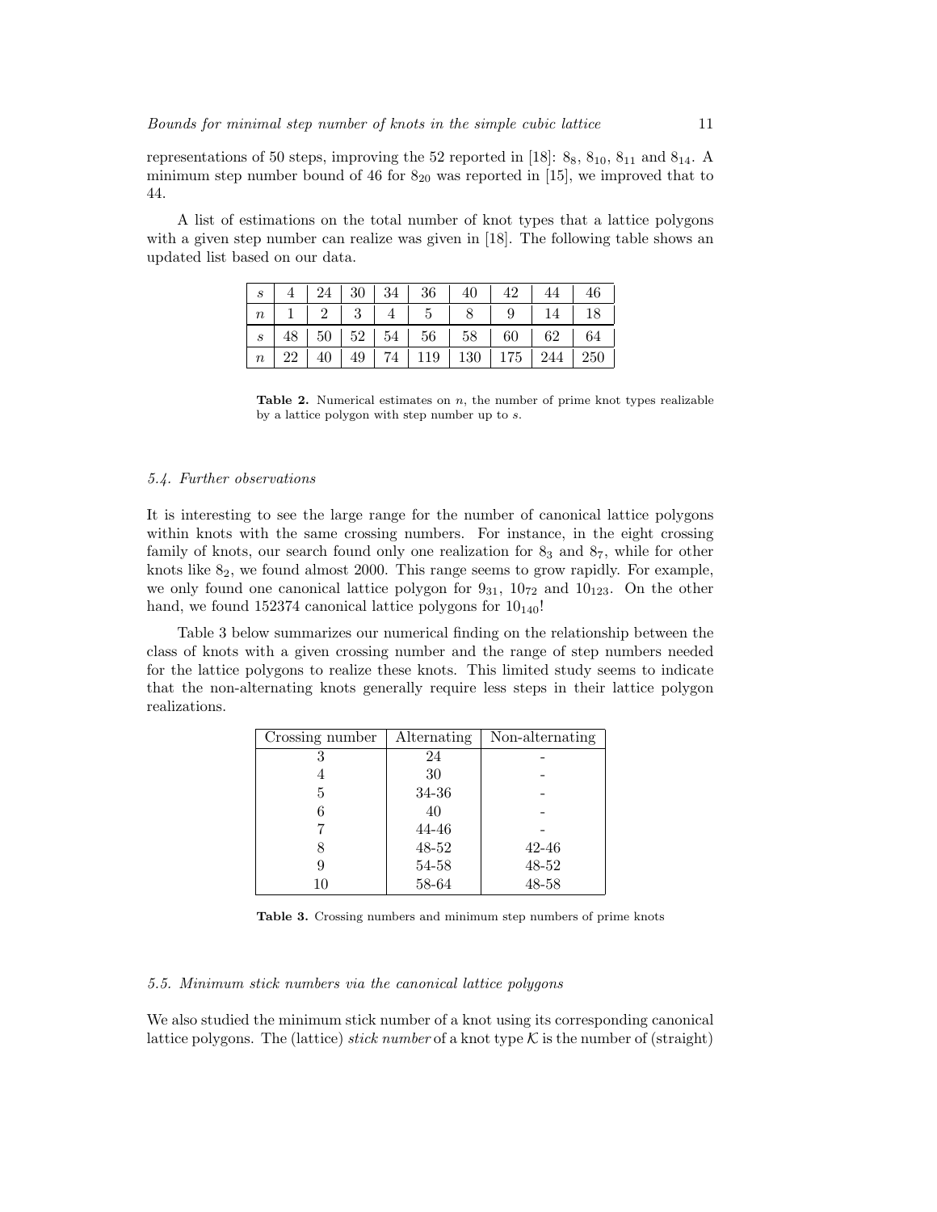representations of 50 steps, improving the 52 reported in [18]: $8_8$, $8_{10}$, $8_{11}$ and $8_{14}$. A minimum step number bound of 46 for $8_{20}$ was reported in [15], we improved that to 44.

A list of estimations on the total number of knot types that a lattice polygons with a given step number can realize was given in [18]. The following table shows an updated list based on our data.

| $s$ | 4 | 24 | 30 | 34 | 36 | 40 | 42 | 44 | 46 |
|---|---|---|---|---|---|---|---|---|---|
| $n$ | 1 | 2 | 3 | 4 | 5 | 8 | 9 | 14 | 18 |
| $s$ | 48 | 50 | 52 | 54 | 56 | 58 | 60 | 62 | 64 |
| $n$ | 22 | 40 | 49 | 74 | 119 | 130 | 175 | 244 | 250 |

**Table 2.** Numerical estimates on $n$, the number of prime knot types realizable by a lattice polygon with step number up to $s$.

### 5.4. Further observations

It is interesting to see the large range for the number of canonical lattice polygons within knots with the same crossing numbers. For instance, in the eight crossing family of knots, our search found only one realization for $8_3$ and $8_7$, while for other knots like $8_2$, we found almost 2000. This range seems to grow rapidly. For example, we only found one canonical lattice polygon for $9_{31}$, $10_{72}$ and $10_{123}$. On the other hand, we found 152374 canonical lattice polygons for $10_{140}$!

Table 3 below summarizes our numerical finding on the relationship between the class of knots with a given crossing number and the range of step numbers needed for the lattice polygons to realize these knots. This limited study seems to indicate that the non-alternating knots generally require less steps in their lattice polygon realizations.

| Crossing number | Alternating | Non-alternating |
|---|---|---|
| 3 | 24 | - |
| 4 | 30 | - |
| 5 | 34-36 | - |
| 6 | 40 | - |
| 7 | 44-46 | - |
| 8 | 48-52 | 42-46 |
| 9 | 54-58 | 48-52 |
| 10 | 58-64 | 48-58 |

**Table 3.** Crossing numbers and minimum step numbers of prime knots

### 5.5. Minimum stick numbers via the canonical lattice polygons

We also studied the minimum stick number of a knot using its corresponding canonical lattice polygons. The (lattice) *stick number* of a knot type $\mathcal{K}$ is the number of (straight)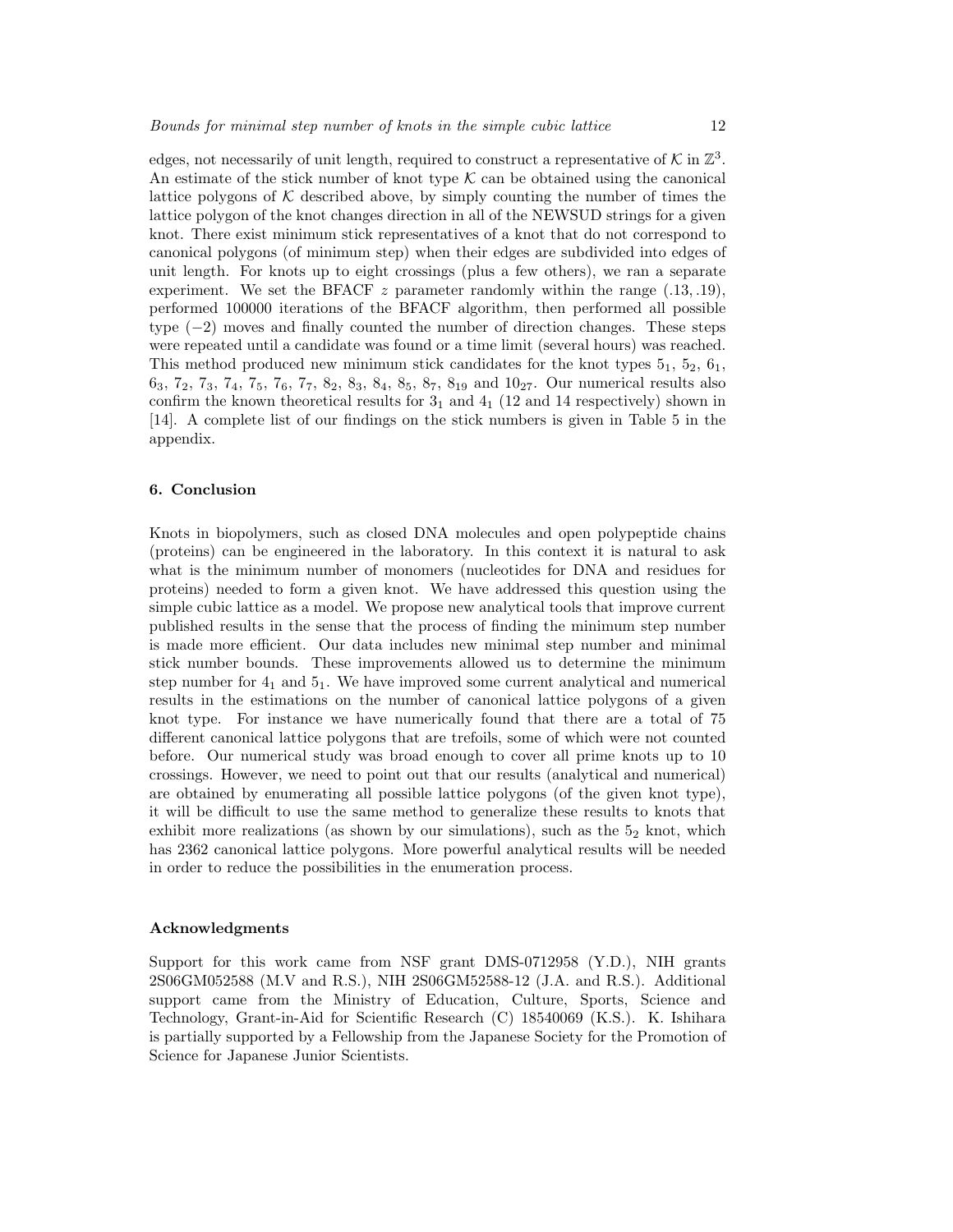edges, not necessarily of unit length, required to construct a representative of $\mathcal{K}$ in $\mathbb{Z}^3$. An estimate of the stick number of knot type $\mathcal{K}$ can be obtained using the canonical lattice polygons of $\mathcal{K}$ described above, by simply counting the number of times the lattice polygon of the knot changes direction in all of the NEWSUD strings for a given knot. There exist minimum stick representatives of a knot that do not correspond to canonical polygons (of minimum step) when their edges are subdivided into edges of unit length. For knots up to eight crossings (plus a few others), we ran a separate experiment. We set the BFACF $z$ parameter randomly within the range $(.13, .19)$, performed 100000 iterations of the BFACF algorithm, then performed all possible type $(-2)$ moves and finally counted the number of direction changes. These steps were repeated until a candidate was found or a time limit (several hours) was reached. This method produced new minimum stick candidates for the knot types $5_1$, $5_2$, $6_1$, $6_3$, $7_2$, $7_3$, $7_4$, $7_5$, $7_6$, $7_7$, $8_2$, $8_3$, $8_4$, $8_5$, $8_7$, $8_{19}$ and $10_{27}$. Our numerical results also confirm the known theoretical results for $3_1$ and $4_1$ (12 and 14 respectively) shown in [14]. A complete list of our findings on the stick numbers is given in Table 5 in the appendix.

## 6. Conclusion

Knots in biopolymers, such as closed DNA molecules and open polypeptide chains (proteins) can be engineered in the laboratory. In this context it is natural to ask what is the minimum number of monomers (nucleotides for DNA and residues for proteins) needed to form a given knot. We have addressed this question using the simple cubic lattice as a model. We propose new analytical tools that improve current published results in the sense that the process of finding the minimum step number is made more efficient. Our data includes new minimal step number and minimal stick number bounds. These improvements allowed us to determine the minimum step number for $4_1$ and $5_1$. We have improved some current analytical and numerical results in the estimations on the number of canonical lattice polygons of a given knot type. For instance we have numerically found that there are a total of 75 different canonical lattice polygons that are trefoils, some of which were not counted before. Our numerical study was broad enough to cover all prime knots up to 10 crossings. However, we need to point out that our results (analytical and numerical) are obtained by enumerating all possible lattice polygons (of the given knot type), it will be difficult to use the same method to generalize these results to knots that exhibit more realizations (as shown by our simulations), such as the $5_2$ knot, which has 2362 canonical lattice polygons. More powerful analytical results will be needed in order to reduce the possibilities in the enumeration process.

## Acknowledgments

Support for this work came from NSF grant DMS-0712958 (Y.D.), NIH grants 2S06GM052588 (M.V and R.S.), NIH 2S06GM52588-12 (J.A. and R.S.). Additional support came from the Ministry of Education, Culture, Sports, Science and Technology, Grant-in-Aid for Scientific Research (C) 18540069 (K.S.). K. Ishihara is partially supported by a Fellowship from the Japanese Society for the Promotion of Science for Japanese Junior Scientists.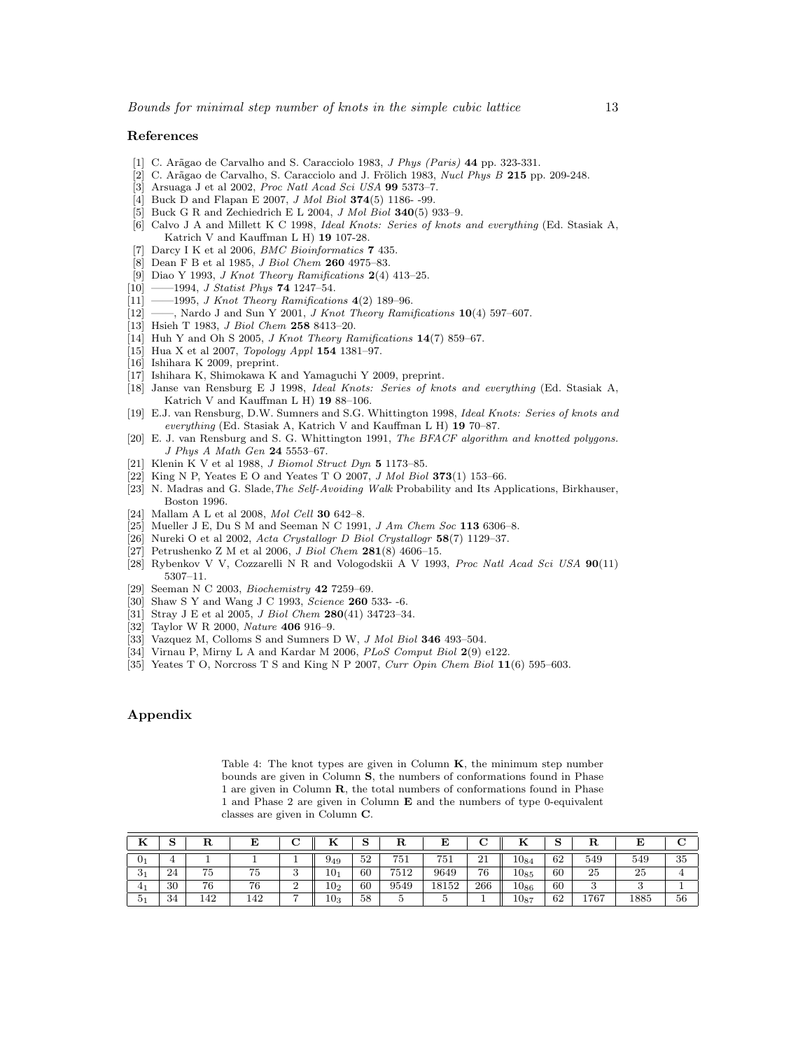## References

[1] C. Arãgao de Carvalho and S. Caracciolo 1983, *J Phys (Paris)* **44** pp. 323-331.

[2] C. Arãgao de Carvalho, S. Caracciolo and J. Frölich 1983, *Nucl Phys B* **215** pp. 209-248.

[3] Arsuaga J et al 2002, *Proc Natl Acad Sci USA* **99** 5373–7.

[4] Buck D and Flapan E 2007, *J Mol Biol* **374**(5) 1186- -99.

[5] Buck G R and Zechiedrich E L 2004, *J Mol Biol* **340**(5) 933–9.

[6] Calvo J A and Millett K C 1998, *Ideal Knots: Series of knots and everything* (Ed. Stasiak A, Katrich V and Kauffman L H) **19** 107-28.

[7] Darcy I K et al 2006, *BMC Bioinformatics* **7** 435.

[8] Dean F B et al 1985, *J Biol Chem* **260** 4975–83.

[9] Diao Y 1993, *J Knot Theory Ramifications* **2**(4) 413–25.

[10] ——1994, *J Statist Phys* **74** 1247–54.

[11] ——1995, *J Knot Theory Ramifications* **4**(2) 189–96.

[12] ——, Nardo J and Sun Y 2001, *J Knot Theory Ramifications* **10**(4) 597–607.

[13] Hsieh T 1983, *J Biol Chem* **258** 8413–20.

[14] Huh Y and Oh S 2005, *J Knot Theory Ramifications* **14**(7) 859–67.

[15] Hua X et al 2007, *Topology Appl* **154** 1381–97.

[16] Ishihara K 2009, preprint.

[17] Ishihara K, Shimokawa K and Yamaguchi Y 2009, preprint.

[18] Janse van Rensburg E J 1998, *Ideal Knots: Series of knots and everything* (Ed. Stasiak A, Katrich V and Kauffman L H) **19** 88–106.

[19] E.J. van Rensburg, D.W. Sumners and S.G. Whittington 1998, *Ideal Knots: Series of knots and everything* (Ed. Stasiak A, Katrich V and Kauffman L H) **19** 70–87.

[20] E. J. van Rensburg and S. G. Whittington 1991, *The BFACF algorithm and knotted polygons. J Phys A Math Gen* **24** 5553–67.

[21] Klenin K V et al 1988, *J Biomol Struct Dyn* **5** 1173–85.

[22] King N P, Yeates E O and Yeates T O 2007, *J Mol Biol* **373**(1) 153–66.

[23] N. Madras and G. Slade,*The Self-Avoiding Walk* Probability and Its Applications, Birkhauser, Boston 1996.

[24] Mallam A L et al 2008, *Mol Cell* **30** 642–8.

[25] Mueller J E, Du S M and Seeman N C 1991, *J Am Chem Soc* **113** 6306–8.

[26] Nureki O et al 2002, *Acta Crystallogr D Biol Crystallogr* **58**(7) 1129–37.

[27] Petrushenko Z M et al 2006, *J Biol Chem* **281**(8) 4606–15.

[28] Rybenkov V V, Cozzarelli N R and Vologodskii A V 1993, *Proc Natl Acad Sci USA* **90**(11) 5307–11.

[29] Seeman N C 2003, *Biochemistry* **42** 7259–69.

[30] Shaw S Y and Wang J C 1993, *Science* **260** 533- -6.

[31] Stray J E et al 2005, *J Biol Chem* **280**(41) 34723–34.

[32] Taylor W R 2000, *Nature* **406** 916–9.

[33] Vazquez M, Colloms S and Sumners D W, *J Mol Biol* **346** 493–504.

[34] Virnau P, Mirny L A and Kardar M 2006, *PLoS Comput Biol* **2**(9) e122.

[35] Yeates T O, Norcross T S and King N P 2007, *Curr Opin Chem Biol* **11**(6) 595–603.

## Appendix

Table 4: The knot types are given in Column **K**, the minimum step number bounds are given in Column **S**, the numbers of conformations found in Phase 1 are given in Column **R**, the total numbers of conformations found in Phase 1 and Phase 2 are given in Column **E** and the numbers of type 0-equivalent classes are given in Column **C**.

| **K** | **S** | **R** | **E** | **C** | **K** | **S** | **R** | **E** | **C** | **K** | **S** | **R** | **E** | **C** |
|---|---|---|---|---|---|---|---|---|---|---|---|---|---|---|
| $0_1$ | 4 | 1 | 1 | 1 | $9_{49}$ | 52 | 751 | 751 | 21 | $10_{84}$ | 62 | 549 | 549 | 35 |
| $3_1$ | 24 | 75 | 75 | 3 | $10_1$ | 60 | 7512 | 9649 | 76 | $10_{85}$ | 60 | 25 | 25 | 4 |
| $4_1$ | 30 | 76 | 76 | 2 | $10_2$ | 60 | 9549 | 18152 | 266 | $10_{86}$ | 60 | 3 | 3 | 1 |
| $5_1$ | 34 | 142 | 142 | 7 | $10_3$ | 58 | 5 | 5 | 1 | $10_{87}$ | 62 | 1767 | 1885 | 56 |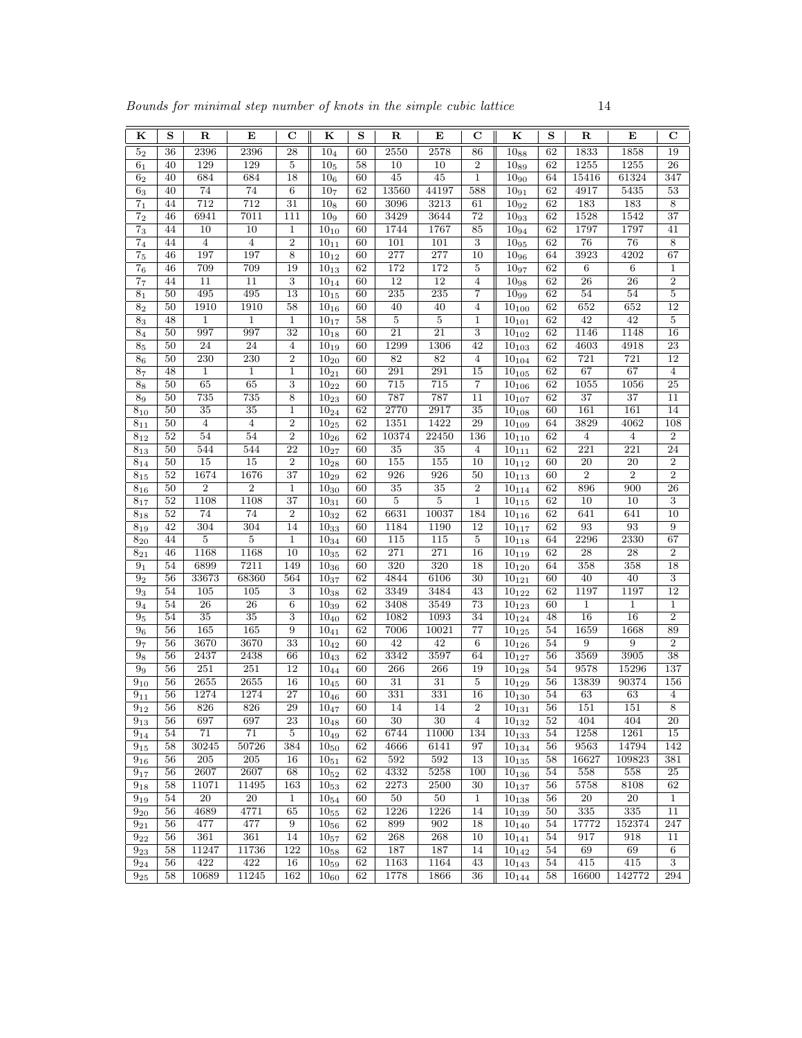| K | S | R | E | C | K | S | R | E | C | K | S | R | E | C |
|---|---|---|---|---|---|---|---|---|---|---|---|---|---|---|
| $5_2$ | 36 | 2396 | 2396 | 28 | $10_4$ | 60 | 2550 | 2578 | 86 | $10_{88}$ | 62 | 1833 | 1858 | 19 |
| $6_1$ | 40 | 129 | 129 | 5 | $10_5$ | 58 | 10 | 10 | 2 | $10_{89}$ | 62 | 1255 | 1255 | 26 |
| $6_2$ | 40 | 684 | 684 | 18 | $10_6$ | 60 | 45 | 45 | 1 | $10_{90}$ | 64 | 15416 | 61324 | 347 |
| $6_3$ | 40 | 74 | 74 | 6 | $10_7$ | 62 | 13560 | 44197 | 588 | $10_{91}$ | 62 | 4917 | 5435 | 53 |
| $7_1$ | 44 | 712 | 712 | 31 | $10_8$ | 60 | 3096 | 3213 | 61 | $10_{92}$ | 62 | 183 | 183 | 8 |
| $7_2$ | 46 | 6941 | 7011 | 111 | $10_9$ | 60 | 3429 | 3644 | 72 | $10_{93}$ | 62 | 1528 | 1542 | 37 |
| $7_3$ | 44 | 10 | 10 | 1 | $10_{10}$ | 60 | 1744 | 1767 | 85 | $10_{94}$ | 62 | 1797 | 1797 | 41 |
| $7_4$ | 44 | 4 | 4 | 2 | $10_{11}$ | 60 | 101 | 101 | 3 | $10_{95}$ | 62 | 76 | 76 | 8 |
| $7_5$ | 46 | 197 | 197 | 8 | $10_{12}$ | 60 | 277 | 277 | 10 | $10_{96}$ | 64 | 3923 | 4202 | 67 |
| $7_6$ | 46 | 709 | 709 | 19 | $10_{13}$ | 62 | 172 | 172 | 5 | $10_{97}$ | 62 | 6 | 6 | 1 |
| $7_7$ | 44 | 11 | 11 | 3 | $10_{14}$ | 60 | 12 | 12 | 4 | $10_{98}$ | 62 | 26 | 26 | 2 |
| $8_1$ | 50 | 495 | 495 | 13 | $10_{15}$ | 60 | 235 | 235 | 7 | $10_{99}$ | 62 | 54 | 54 | 5 |
| $8_2$ | 50 | 1910 | 1910 | 58 | $10_{16}$ | 60 | 40 | 40 | 4 | $10_{100}$ | 62 | 652 | 652 | 12 |
| $8_3$ | 48 | 1 | 1 | 1 | $10_{17}$ | 58 | 5 | 5 | 1 | $10_{101}$ | 62 | 42 | 42 | 5 |
| $8_4$ | 50 | 997 | 997 | 32 | $10_{18}$ | 60 | 21 | 21 | 3 | $10_{102}$ | 62 | 1146 | 1148 | 16 |
| $8_5$ | 50 | 24 | 24 | 4 | $10_{19}$ | 60 | 1299 | 1306 | 42 | $10_{103}$ | 62 | 4603 | 4918 | 23 |
| $8_6$ | 50 | 230 | 230 | 2 | $10_{20}$ | 60 | 82 | 82 | 4 | $10_{104}$ | 62 | 721 | 721 | 12 |
| $8_7$ | 48 | 1 | 1 | 1 | $10_{21}$ | 60 | 291 | 291 | 15 | $10_{105}$ | 62 | 67 | 67 | 4 |
| $8_8$ | 50 | 65 | 65 | 3 | $10_{22}$ | 60 | 715 | 715 | 7 | $10_{106}$ | 62 | 1055 | 1056 | 25 |
| $8_9$ | 50 | 735 | 735 | 8 | $10_{23}$ | 60 | 787 | 787 | 11 | $10_{107}$ | 62 | 37 | 37 | 11 |
| $8_{10}$ | 50 | 35 | 35 | 1 | $10_{24}$ | 62 | 2770 | 2917 | 35 | $10_{108}$ | 60 | 161 | 161 | 14 |
| $8_{11}$ | 50 | 4 | 4 | 2 | $10_{25}$ | 62 | 1351 | 1422 | 29 | $10_{109}$ | 64 | 3829 | 4062 | 108 |
| $8_{12}$ | 52 | 54 | 54 | 2 | $10_{26}$ | 62 | 10374 | 22450 | 136 | $10_{110}$ | 62 | 4 | 4 | 2 |
| $8_{13}$ | 50 | 544 | 544 | 22 | $10_{27}$ | 60 | 35 | 35 | 4 | $10_{111}$ | 62 | 221 | 221 | 24 |
| $8_{14}$ | 50 | 15 | 15 | 2 | $10_{28}$ | 60 | 155 | 155 | 10 | $10_{112}$ | 60 | 20 | 20 | 2 |
| $8_{15}$ | 52 | 1674 | 1676 | 37 | $10_{29}$ | 62 | 926 | 926 | 50 | $10_{113}$ | 60 | 2 | 2 | 2 |
| $8_{16}$ | 50 | 2 | 2 | 1 | $10_{30}$ | 60 | 35 | 35 | 2 | $10_{114}$ | 62 | 896 | 900 | 26 |
| $8_{17}$ | 52 | 1108 | 1108 | 37 | $10_{31}$ | 60 | 5 | 5 | 1 | $10_{115}$ | 62 | 10 | 10 | 3 |
| $8_{18}$ | 52 | 74 | 74 | 2 | $10_{32}$ | 62 | 6631 | 10037 | 184 | $10_{116}$ | 62 | 641 | 641 | 10 |
| $8_{19}$ | 42 | 304 | 304 | 14 | $10_{33}$ | 60 | 1184 | 1190 | 12 | $10_{117}$ | 62 | 93 | 93 | 9 |
| $8_{20}$ | 44 | 5 | 5 | 1 | $10_{34}$ | 60 | 115 | 115 | 5 | $10_{118}$ | 64 | 2296 | 2330 | 67 |
| $8_{21}$ | 46 | 1168 | 1168 | 10 | $10_{35}$ | 62 | 271 | 271 | 16 | $10_{119}$ | 62 | 28 | 28 | 2 |
| $9_1$ | 54 | 6899 | 7211 | 149 | $10_{36}$ | 60 | 320 | 320 | 18 | $10_{120}$ | 64 | 358 | 358 | 18 |
| $9_2$ | 56 | 33673 | 68360 | 564 | $10_{37}$ | 62 | 4844 | 6106 | 30 | $10_{121}$ | 60 | 40 | 40 | 3 |
| $9_3$ | 54 | 105 | 105 | 3 | $10_{38}$ | 62 | 3349 | 3484 | 43 | $10_{122}$ | 62 | 1197 | 1197 | 12 |
| $9_4$ | 54 | 26 | 26 | 6 | $10_{39}$ | 62 | 3408 | 3549 | 73 | $10_{123}$ | 60 | 1 | 1 | 1 |
| $9_5$ | 54 | 35 | 35 | 3 | $10_{40}$ | 62 | 1082 | 1093 | 34 | $10_{124}$ | 48 | 16 | 16 | 2 |
| $9_6$ | 56 | 165 | 165 | 9 | $10_{41}$ | 62 | 7006 | 10021 | 77 | $10_{125}$ | 54 | 1659 | 1668 | 89 |
| $9_7$ | 56 | 3670 | 3670 | 33 | $10_{42}$ | 60 | 42 | 42 | 6 | $10_{126}$ | 54 | 9 | 9 | 2 |
| $9_8$ | 56 | 2437 | 2438 | 66 | $10_{43}$ | 62 | 3342 | 3597 | 64 | $10_{127}$ | 56 | 3569 | 3905 | 38 |
| $9_9$ | 56 | 251 | 251 | 12 | $10_{44}$ | 60 | 266 | 266 | 19 | $10_{128}$ | 54 | 9578 | 15296 | 137 |
| $9_{10}$ | 56 | 2655 | 2655 | 16 | $10_{45}$ | 60 | 31 | 31 | 5 | $10_{129}$ | 56 | 13839 | 90374 | 156 |
| $9_{11}$ | 56 | 1274 | 1274 | 27 | $10_{46}$ | 60 | 331 | 331 | 16 | $10_{130}$ | 54 | 63 | 63 | 4 |
| $9_{12}$ | 56 | 826 | 826 | 29 | $10_{47}$ | 60 | 14 | 14 | 2 | $10_{131}$ | 56 | 151 | 151 | 8 |
| $9_{13}$ | 56 | 697 | 697 | 23 | $10_{48}$ | 60 | 30 | 30 | 4 | $10_{132}$ | 52 | 404 | 404 | 20 |
| $9_{14}$ | 54 | 71 | 71 | 5 | $10_{49}$ | 62 | 6744 | 11000 | 134 | $10_{133}$ | 54 | 1258 | 1261 | 15 |
| $9_{15}$ | 58 | 30245 | 50726 | 384 | $10_{50}$ | 62 | 4666 | 6141 | 97 | $10_{134}$ | 56 | 9563 | 14794 | 142 |
| $9_{16}$ | 56 | 205 | 205 | 16 | $10_{51}$ | 62 | 592 | 592 | 13 | $10_{135}$ | 58 | 16627 | 109823 | 381 |
| $9_{17}$ | 56 | 2607 | 2607 | 68 | $10_{52}$ | 62 | 4332 | 5258 | 100 | $10_{136}$ | 54 | 558 | 558 | 25 |
| $9_{18}$ | 58 | 11071 | 11495 | 163 | $10_{53}$ | 62 | 2273 | 2500 | 30 | $10_{137}$ | 56 | 5758 | 8108 | 62 |
| $9_{19}$ | 54 | 20 | 20 | 1 | $10_{54}$ | 60 | 50 | 50 | 1 | $10_{138}$ | 56 | 20 | 20 | 1 |
| $9_{20}$ | 56 | 4689 | 4771 | 65 | $10_{55}$ | 62 | 1226 | 1226 | 14 | $10_{139}$ | 50 | 335 | 335 | 11 |
| $9_{21}$ | 56 | 477 | 477 | 9 | $10_{56}$ | 62 | 899 | 902 | 18 | $10_{140}$ | 54 | 17772 | 152374 | 247 |
| $9_{22}$ | 56 | 361 | 361 | 14 | $10_{57}$ | 62 | 268 | 268 | 10 | $10_{141}$ | 54 | 917 | 918 | 11 |
| $9_{23}$ | 58 | 11247 | 11736 | 122 | $10_{58}$ | 62 | 187 | 187 | 14 | $10_{142}$ | 54 | 69 | 69 | 6 |
| $9_{24}$ | 56 | 422 | 422 | 16 | $10_{59}$ | 62 | 1163 | 1164 | 43 | $10_{143}$ | 54 | 415 | 415 | 3 |
| $9_{25}$ | 58 | 10689 | 11245 | 162 | $10_{60}$ | 62 | 1778 | 1866 | 36 | $10_{144}$ | 58 | 16600 | 142772 | 294 |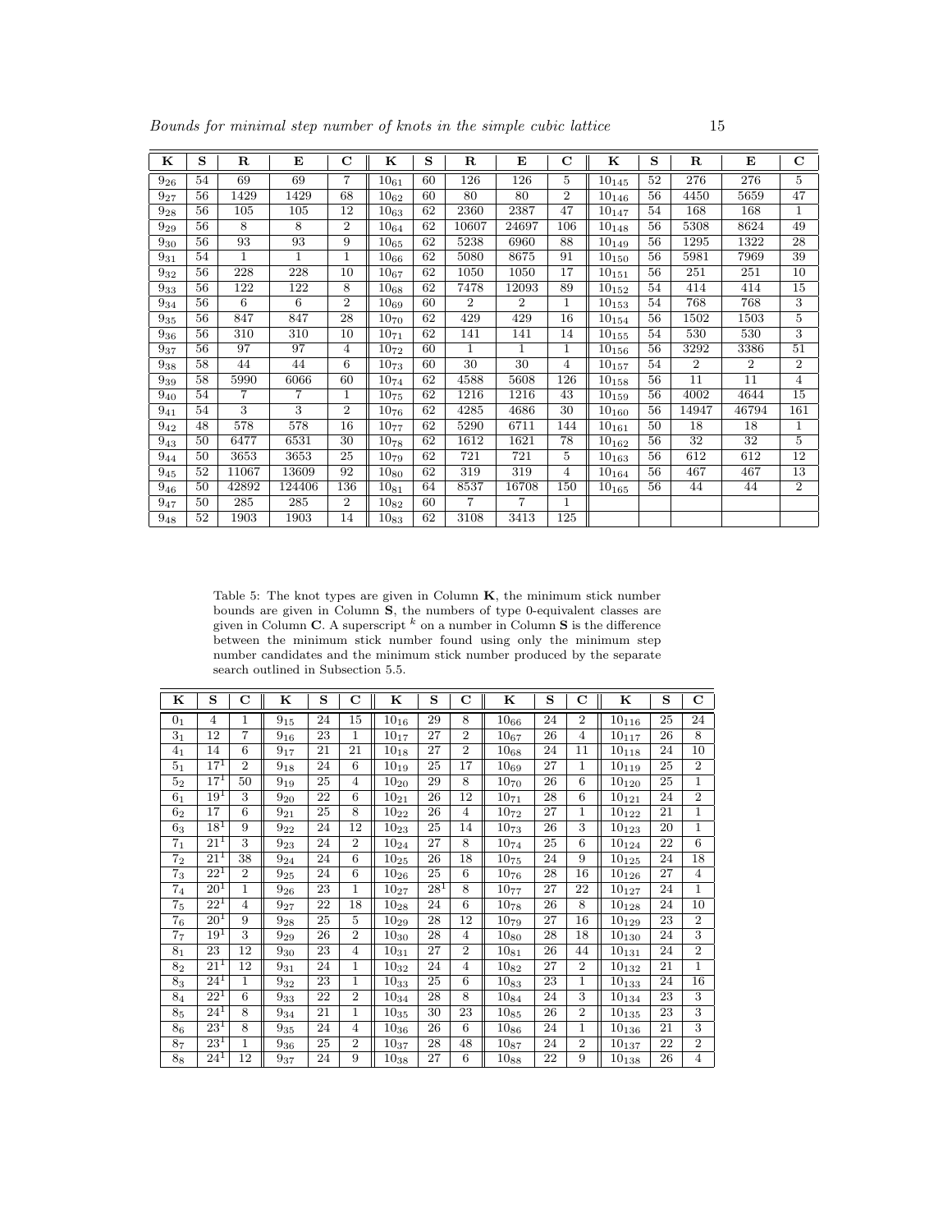| K | S | R | E | C | K | S | R | E | C | K | S | R | E | C |
|---|---|---|---|---|---|---|---|---|---|---|---|---|---|---|
| $9_{26}$ | 54 | 69 | 69 | 7 | $10_{61}$ | 60 | 126 | 126 | 5 | $10_{145}$ | 52 | 276 | 276 | 5 |
| $9_{27}$ | 56 | 1429 | 1429 | 68 | $10_{62}$ | 60 | 80 | 80 | 2 | $10_{146}$ | 56 | 4450 | 5659 | 47 |
| $9_{28}$ | 56 | 105 | 105 | 12 | $10_{63}$ | 62 | 2360 | 2387 | 47 | $10_{147}$ | 54 | 168 | 168 | 1 |
| $9_{29}$ | 56 | 8 | 8 | 2 | $10_{64}$ | 62 | 10607 | 24697 | 106 | $10_{148}$ | 56 | 5308 | 8624 | 49 |
| $9_{30}$ | 56 | 93 | 93 | 9 | $10_{65}$ | 62 | 5238 | 6960 | 88 | $10_{149}$ | 56 | 1295 | 1322 | 28 |
| $9_{31}$ | 54 | 1 | 1 | 1 | $10_{66}$ | 62 | 5080 | 8675 | 91 | $10_{150}$ | 56 | 5981 | 7969 | 39 |
| $9_{32}$ | 56 | 228 | 228 | 10 | $10_{67}$ | 62 | 1050 | 1050 | 17 | $10_{151}$ | 56 | 251 | 251 | 10 |
| $9_{33}$ | 56 | 122 | 122 | 8 | $10_{68}$ | 62 | 7478 | 12093 | 89 | $10_{152}$ | 54 | 414 | 414 | 15 |
| $9_{34}$ | 56 | 6 | 6 | 2 | $10_{69}$ | 60 | 2 | 2 | 1 | $10_{153}$ | 54 | 768 | 768 | 3 |
| $9_{35}$ | 56 | 847 | 847 | 28 | $10_{70}$ | 62 | 429 | 429 | 16 | $10_{154}$ | 56 | 1502 | 1503 | 5 |
| $9_{36}$ | 56 | 310 | 310 | 10 | $10_{71}$ | 62 | 141 | 141 | 14 | $10_{155}$ | 54 | 530 | 530 | 3 |
| $9_{37}$ | 56 | 97 | 97 | 4 | $10_{72}$ | 60 | 1 | 1 | 1 | $10_{156}$ | 56 | 3292 | 3386 | 51 |
| $9_{38}$ | 58 | 44 | 44 | 6 | $10_{73}$ | 60 | 30 | 30 | 4 | $10_{157}$ | 54 | 2 | 2 | 2 |
| $9_{39}$ | 58 | 5990 | 6066 | 60 | $10_{74}$ | 62 | 4588 | 5608 | 126 | $10_{158}$ | 56 | 11 | 11 | 4 |
| $9_{40}$ | 54 | 7 | 7 | 1 | $10_{75}$ | 62 | 1216 | 1216 | 43 | $10_{159}$ | 56 | 4002 | 4644 | 15 |
| $9_{41}$ | 54 | 3 | 3 | 2 | $10_{76}$ | 62 | 4285 | 4686 | 30 | $10_{160}$ | 56 | 14947 | 46794 | 161 |
| $9_{42}$ | 48 | 578 | 578 | 16 | $10_{77}$ | 62 | 5290 | 6711 | 144 | $10_{161}$ | 50 | 18 | 18 | 1 |
| $9_{43}$ | 50 | 6477 | 6531 | 30 | $10_{78}$ | 62 | 1612 | 1621 | 78 | $10_{162}$ | 56 | 32 | 32 | 5 |
| $9_{44}$ | 50 | 3653 | 3653 | 25 | $10_{79}$ | 62 | 721 | 721 | 5 | $10_{163}$ | 56 | 612 | 612 | 12 |
| $9_{45}$ | 52 | 11067 | 13609 | 92 | $10_{80}$ | 62 | 319 | 319 | 4 | $10_{164}$ | 56 | 467 | 467 | 13 |
| $9_{46}$ | 50 | 42892 | 124406 | 136 | $10_{81}$ | 64 | 8537 | 16708 | 150 | $10_{165}$ | 56 | 44 | 44 | 2 |
| $9_{47}$ | 50 | 285 | 285 | 2 | $10_{82}$ | 60 | 7 | 7 | 1 | | | | | |
| $9_{48}$ | 52 | 1903 | 1903 | 14 | $10_{83}$ | 62 | 3108 | 3413 | 125 | | | | | |

Table 5: The knot types are given in Column **K**, the minimum stick number bounds are given in Column **S**, the numbers of type 0-equivalent classes are given in Column **C**. A superscript $^k$ on a number in Column **S** is the difference between the minimum stick number found using only the minimum step number candidates and the minimum stick number produced by the separate search outlined in Subsection 5.5.

| K | S | C | K | S | C | K | S | C | K | S | C | K | S | C |
|---|---|---|---|---|---|---|---|---|---|---|---|---|---|---|
| $0_1$ | 4 | 1 | $9_{15}$ | 24 | 15 | $10_{16}$ | 29 | 8 | $10_{66}$ | 24 | 2 | $10_{116}$ | 25 | 24 |
| $3_1$ | 12 | 7 | $9_{16}$ | 23 | 1 | $10_{17}$ | 27 | 2 | $10_{67}$ | 26 | 4 | $10_{117}$ | 26 | 8 |
| $4_1$ | 14 | 6 | $9_{17}$ | 21 | 21 | $10_{18}$ | 27 | 2 | $10_{68}$ | 24 | 11 | $10_{118}$ | 24 | 10 |
| $5_1$ | $17^1$ | 2 | $9_{18}$ | 24 | 6 | $10_{19}$ | 25 | 17 | $10_{69}$ | 27 | 1 | $10_{119}$ | 25 | 2 |
| $5_2$ | $17^1$ | 50 | $9_{19}$ | 25 | 4 | $10_{20}$ | 29 | 8 | $10_{70}$ | 26 | 6 | $10_{120}$ | 25 | 1 |
| $6_1$ | $19^1$ | 3 | $9_{20}$ | 22 | 6 | $10_{21}$ | 26 | 12 | $10_{71}$ | 28 | 6 | $10_{121}$ | 24 | 2 |
| $6_2$ | 17 | 6 | $9_{21}$ | 25 | 8 | $10_{22}$ | 26 | 4 | $10_{72}$ | 27 | 1 | $10_{122}$ | 21 | 1 |
| $6_3$ | $18^1$ | 9 | $9_{22}$ | 24 | 12 | $10_{23}$ | 25 | 14 | $10_{73}$ | 26 | 3 | $10_{123}$ | 20 | 1 |
| $7_1$ | $21^1$ | 3 | $9_{23}$ | 24 | 2 | $10_{24}$ | 27 | 8 | $10_{74}$ | 25 | 6 | $10_{124}$ | 22 | 6 |
| $7_2$ | $21^1$ | 38 | $9_{24}$ | 24 | 6 | $10_{25}$ | 26 | 18 | $10_{75}$ | 24 | 9 | $10_{125}$ | 24 | 18 |
| $7_3$ | $22^1$ | 2 | $9_{25}$ | 24 | 6 | $10_{26}$ | 25 | 6 | $10_{76}$ | 28 | 16 | $10_{126}$ | 27 | 4 |
| $7_4$ | $20^1$ | 1 | $9_{26}$ | 23 | 1 | $10_{27}$ | $28^1$ | 8 | $10_{77}$ | 27 | 22 | $10_{127}$ | 24 | 1 |
| $7_5$ | $22^1$ | 4 | $9_{27}$ | 22 | 18 | $10_{28}$ | 24 | 6 | $10_{78}$ | 26 | 8 | $10_{128}$ | 24 | 10 |
| $7_6$ | $20^1$ | 9 | $9_{28}$ | 25 | 5 | $10_{29}$ | 28 | 12 | $10_{79}$ | 27 | 16 | $10_{129}$ | 23 | 2 |
| $7_7$ | $19^1$ | 3 | $9_{29}$ | 26 | 2 | $10_{30}$ | 28 | 4 | $10_{80}$ | 28 | 18 | $10_{130}$ | 24 | 3 |
| $8_1$ | 23 | 12 | $9_{30}$ | 23 | 4 | $10_{31}$ | 27 | 2 | $10_{81}$ | 26 | 44 | $10_{131}$ | 24 | 2 |
| $8_2$ | $21^1$ | 12 | $9_{31}$ | 24 | 1 | $10_{32}$ | 24 | 4 | $10_{82}$ | 27 | 2 | $10_{132}$ | 21 | 1 |
| $8_3$ | $24^1$ | 1 | $9_{32}$ | 23 | 1 | $10_{33}$ | 25 | 6 | $10_{83}$ | 23 | 1 | $10_{133}$ | 24 | 16 |
| $8_4$ | $22^1$ | 6 | $9_{33}$ | 22 | 2 | $10_{34}$ | 28 | 8 | $10_{84}$ | 24 | 3 | $10_{134}$ | 23 | 3 |
| $8_5$ | $24^1$ | 8 | $9_{34}$ | 21 | 1 | $10_{35}$ | 30 | 23 | $10_{85}$ | 26 | 2 | $10_{135}$ | 23 | 3 |
| $8_6$ | $23^1$ | 8 | $9_{35}$ | 24 | 4 | $10_{36}$ | 26 | 6 | $10_{86}$ | 24 | 1 | $10_{136}$ | 21 | 3 |
| $8_7$ | $23^1$ | 1 | $9_{36}$ | 25 | 2 | $10_{37}$ | 28 | 48 | $10_{87}$ | 24 | 2 | $10_{137}$ | 22 | 2 |
| $8_8$ | $24^1$ | 12 | $9_{37}$ | 24 | 9 | $10_{38}$ | 27 | 6 | $10_{88}$ | 22 | 9 | $10_{138}$ | 26 | 4 |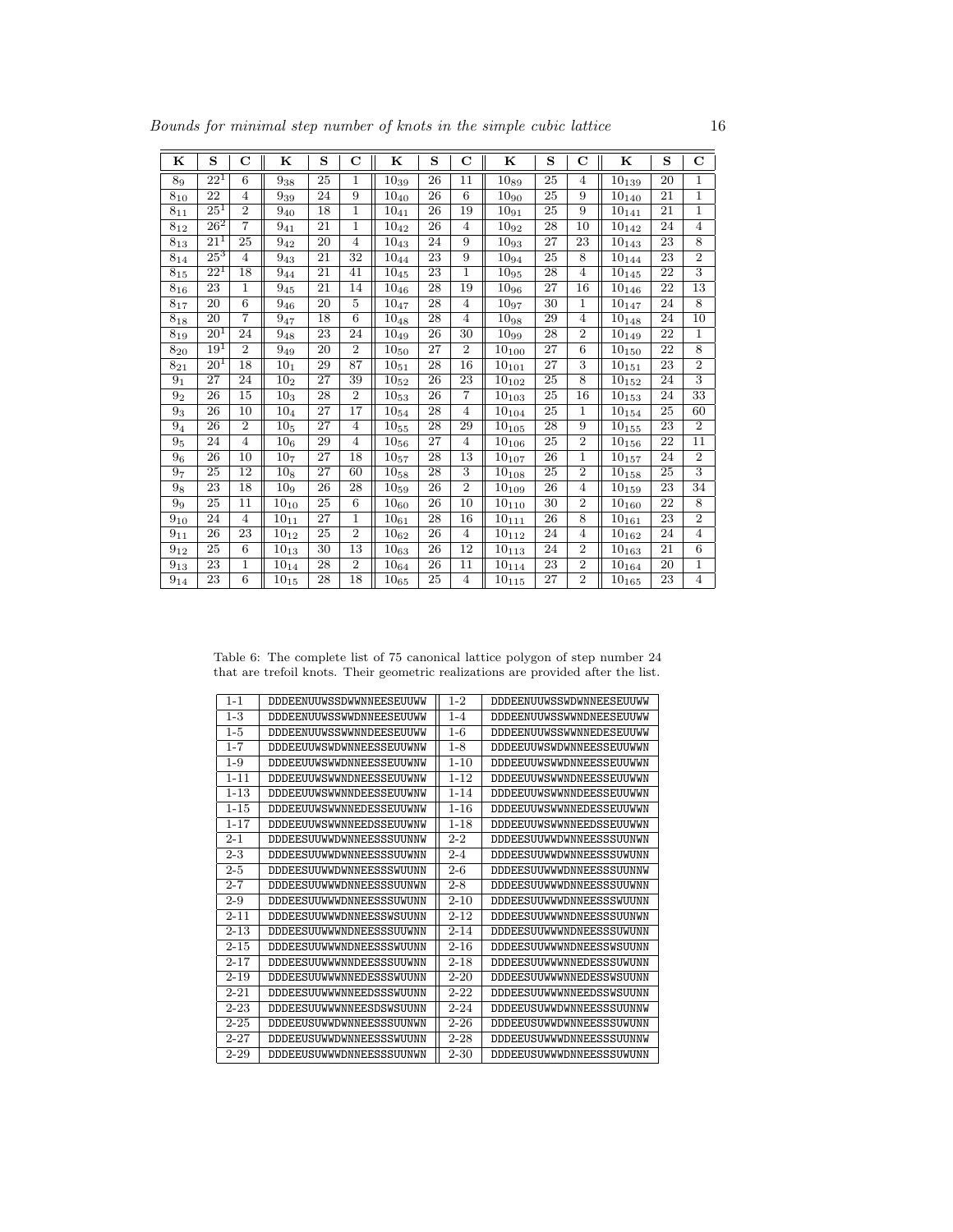| K | S | C | K | S | C | K | S | C | K | S | C | K | S | C |
|---|---|---|---|---|---|---|---|---|---|---|---|---|---|---|
| $8_9$ | $22^1$ | 6 | $9_{38}$ | 25 | 1 | $10_{39}$ | 26 | 11 | $10_{89}$ | 25 | 4 | $10_{139}$ | 20 | 1 |
| $8_{10}$ | 22 | 4 | $9_{39}$ | 24 | 9 | $10_{40}$ | 26 | 6 | $10_{90}$ | 25 | 9 | $10_{140}$ | 21 | 1 |
| $8_{11}$ | $25^1$ | 2 | $9_{40}$ | 18 | 1 | $10_{41}$ | 26 | 19 | $10_{91}$ | 25 | 9 | $10_{141}$ | 21 | 1 |
| $8_{12}$ | $26^2$ | 7 | $9_{41}$ | 21 | 1 | $10_{42}$ | 26 | 4 | $10_{92}$ | 28 | 10 | $10_{142}$ | 24 | 4 |
| $8_{13}$ | $21^1$ | 25 | $9_{42}$ | 20 | 4 | $10_{43}$ | 24 | 9 | $10_{93}$ | 27 | 23 | $10_{143}$ | 23 | 8 |
| $8_{14}$ | $25^3$ | 4 | $9_{43}$ | 21 | 32 | $10_{44}$ | 23 | 9 | $10_{94}$ | 25 | 8 | $10_{144}$ | 23 | 2 |
| $8_{15}$ | $22^1$ | 18 | $9_{44}$ | 21 | 41 | $10_{45}$ | 23 | 1 | $10_{95}$ | 28 | 4 | $10_{145}$ | 22 | 3 |
| $8_{16}$ | 23 | 1 | $9_{45}$ | 21 | 14 | $10_{46}$ | 28 | 19 | $10_{96}$ | 27 | 16 | $10_{146}$ | 22 | 13 |
| $8_{17}$ | 20 | 6 | $9_{46}$ | 20 | 5 | $10_{47}$ | 28 | 4 | $10_{97}$ | 30 | 1 | $10_{147}$ | 24 | 8 |
| $8_{18}$ | 20 | 7 | $9_{47}$ | 18 | 6 | $10_{48}$ | 28 | 4 | $10_{98}$ | 29 | 4 | $10_{148}$ | 24 | 10 |
| $8_{19}$ | $20^1$ | 24 | $9_{48}$ | 23 | 24 | $10_{49}$ | 26 | 30 | $10_{99}$ | 28 | 2 | $10_{149}$ | 22 | 1 |
| $8_{20}$ | $19^1$ | 2 | $9_{49}$ | 20 | 2 | $10_{50}$ | 27 | 2 | $10_{100}$ | 27 | 6 | $10_{150}$ | 22 | 8 |
| $8_{21}$ | $20^1$ | 18 | $10_1$ | 29 | 87 | $10_{51}$ | 28 | 16 | $10_{101}$ | 27 | 3 | $10_{151}$ | 23 | 2 |
| $9_1$ | 27 | 24 | $10_2$ | 27 | 39 | $10_{52}$ | 26 | 23 | $10_{102}$ | 25 | 8 | $10_{152}$ | 24 | 3 |
| $9_2$ | 26 | 15 | $10_3$ | 28 | 2 | $10_{53}$ | 26 | 7 | $10_{103}$ | 25 | 16 | $10_{153}$ | 24 | 33 |
| $9_3$ | 26 | 10 | $10_4$ | 27 | 17 | $10_{54}$ | 28 | 4 | $10_{104}$ | 25 | 1 | $10_{154}$ | 25 | 60 |
| $9_4$ | 26 | 2 | $10_5$ | 27 | 4 | $10_{55}$ | 28 | 29 | $10_{105}$ | 28 | 9 | $10_{155}$ | 23 | 2 |
| $9_5$ | 24 | 4 | $10_6$ | 29 | 4 | $10_{56}$ | 27 | 4 | $10_{106}$ | 25 | 2 | $10_{156}$ | 22 | 11 |
| $9_6$ | 26 | 10 | $10_7$ | 27 | 18 | $10_{57}$ | 28 | 13 | $10_{107}$ | 26 | 1 | $10_{157}$ | 24 | 2 |
| $9_7$ | 25 | 12 | $10_8$ | 27 | 60 | $10_{58}$ | 28 | 3 | $10_{108}$ | 25 | 2 | $10_{158}$ | 25 | 3 |
| $9_8$ | 23 | 18 | $10_9$ | 26 | 28 | $10_{59}$ | 26 | 2 | $10_{109}$ | 26 | 4 | $10_{159}$ | 23 | 34 |
| $9_9$ | 25 | 11 | $10_{10}$ | 25 | 6 | $10_{60}$ | 26 | 10 | $10_{110}$ | 30 | 2 | $10_{160}$ | 22 | 8 |
| $9_{10}$ | 24 | 4 | $10_{11}$ | 27 | 1 | $10_{61}$ | 28 | 16 | $10_{111}$ | 26 | 8 | $10_{161}$ | 23 | 2 |
| $9_{11}$ | 26 | 23 | $10_{12}$ | 25 | 2 | $10_{62}$ | 26 | 4 | $10_{112}$ | 24 | 4 | $10_{162}$ | 24 | 4 |
| $9_{12}$ | 25 | 6 | $10_{13}$ | 30 | 13 | $10_{63}$ | 26 | 12 | $10_{113}$ | 24 | 2 | $10_{163}$ | 21 | 6 |
| $9_{13}$ | 23 | 1 | $10_{14}$ | 28 | 2 | $10_{64}$ | 26 | 11 | $10_{114}$ | 23 | 2 | $10_{164}$ | 20 | 1 |
| $9_{14}$ | 23 | 6 | $10_{15}$ | 28 | 18 | $10_{65}$ | 25 | 4 | $10_{115}$ | 27 | 2 | $10_{165}$ | 23 | 4 |

Table 6: The complete list of 75 canonical lattice polygon of step number 24 that are trefoil knots. Their geometric realizations are provided after the list.

| | | | |
|---|---|---|---|
| 1-1 | DDDEENUUWSSDWWNNEESEUUWW | 1-2 | DDDEENUUWSSWDWNNEESEUUWW |
| 1-3 | DDDEENUUWSSWWDNNEESEUUWW | 1-4 | DDDEENUUWSSWWNDNEESEUUWW |
| 1-5 | DDDEENUUWSSWWNNDEESEUUWW | 1-6 | DDDEENUUWSSWWNNEDESEUUWW |
| 1-7 | DDDEEUUWSWDWNNEESSEUUWNW | 1-8 | DDDEEUUWSWDWNNEESSEUUWWN |
| 1-9 | DDDEEUUWSWWDNNEESSEUUWNW | 1-10 | DDDEEUUWSWWDNNEESSEUUWWN |
| 1-11 | DDDEEUUWSWWNDNEESSEUUWNW | 1-12 | DDDEEUUWSWWNDNEESSEUUWWN |
| 1-13 | DDDEEUUWSWWNNDEESSEUUWNW | 1-14 | DDDEEUUWSWWNNDEESSEUUWWN |
| 1-15 | DDDEEUUWSWWNNEDESSEUUWNW | 1-16 | DDDEEUUWSWWNNEDESSEUUWWN |
| 1-17 | DDDEEUUWSWWNNEEDSSEUUWNW | 1-18 | DDDEEUUWSWWNNEEDSSEUUWWN |
| 2-1 | DDDEESUUWWDWNNEESSSUUNNW | 2-2 | DDDEESUUWWDWNNEESSSUUNWN |
| 2-3 | DDDEESUUWWDWNNEESSSUUWNN | 2-4 | DDDEESUUWWDWNNEESSSUWUNN |
| 2-5 | DDDEESUUWWDWNNEESSSWUUNN | 2-6 | DDDEESUUWWWDNNEESSSUUNNW |
| 2-7 | DDDEESUUWWWDNNEESSSUUNWN | 2-8 | DDDEESUUWWWDNNEESSSUUWNN |
| 2-9 | DDDEESUUWWWDNNEESSSUWUNN | 2-10 | DDDEESUUWWWDNNEESSSWUUNN |
| 2-11 | DDDEESUUWWWDNNEESSWSUUNN | 2-12 | DDDEESUUWWWNDNEESSSUUNWN |
| 2-13 | DDDEESUUWWWNDNEESSSUUWNN | 2-14 | DDDEESUUWWWNDNEESSSUWUNN |
| 2-15 | DDDEESUUWWWNDNEESSSWUUNN | 2-16 | DDDEESUUWWWNDNEESSWSUUNN |
| 2-17 | DDDEESUUWWWNNDEESSSUUWNN | 2-18 | DDDEESUUWWWNNEDESSSUWUNN |
| 2-19 | DDDEESUUWWWNNEDESSSWUUNN | 2-20 | DDDEESUUWWWNNEDESSWSUUNN |
| 2-21 | DDDEESUUWWWNNEEDSSSWUUNN | 2-22 | DDDEESUUWWWNNEEDSSWSUUNN |
| 2-23 | DDDEESUUWWWNNEESDSWSUUNN | 2-24 | DDDEEUSUWWDWNNEESSSUUNNW |
| 2-25 | DDDEEUSUWWDWNNEESSSUUNWN | 2-26 | DDDEEUSUWWDWNNEESSSUWUNN |
| 2-27 | DDDEEUSUWWDWNNEESSSWUUNN | 2-28 | DDDEEUSUWWWDNNEESSSUUNNW |
| 2-29 | DDDEEUSUWWWDNNEESSSUUNWN | 2-30 | DDDEEUSUWWWDNNEESSSUWUNN |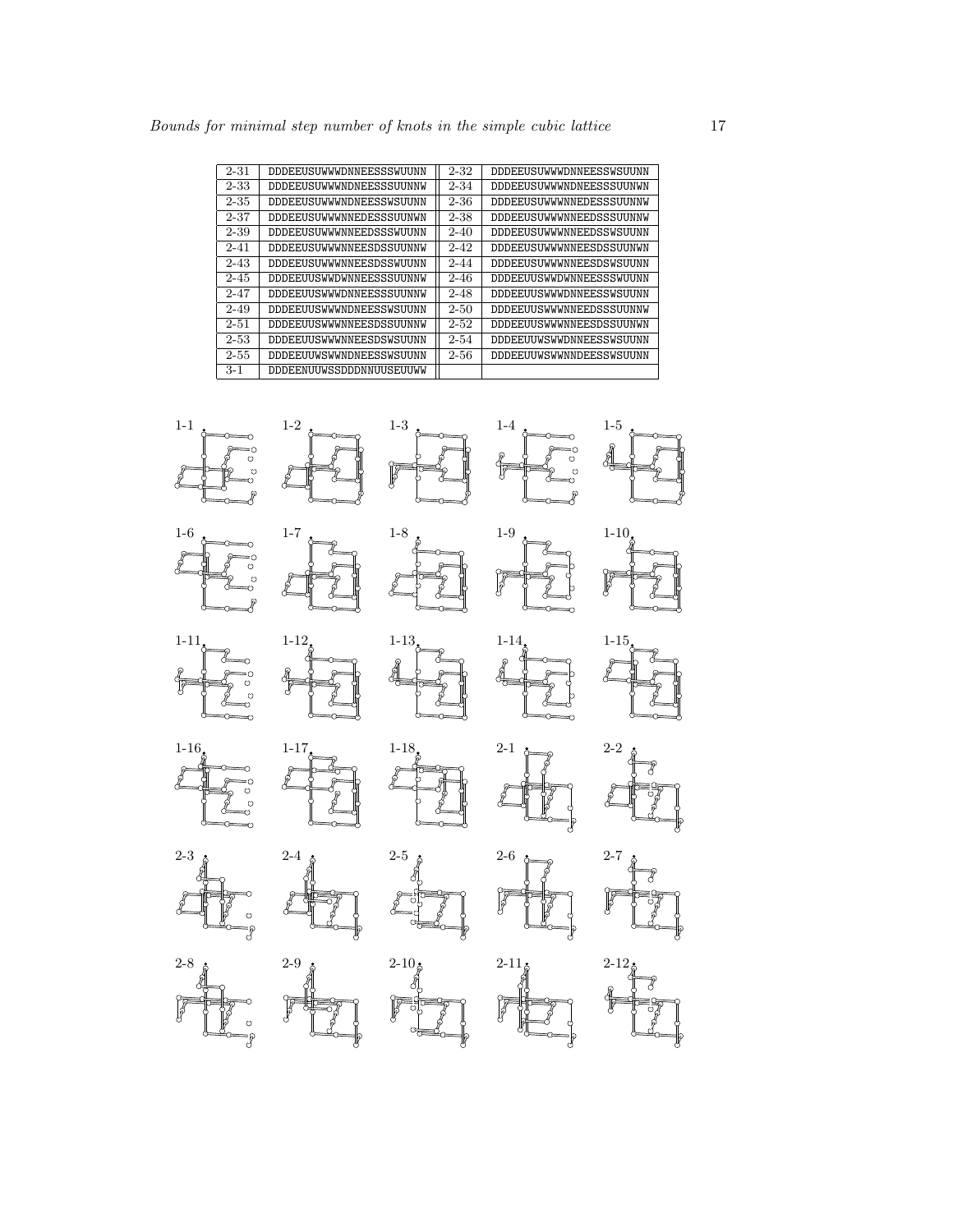| | | | |
|---|---|---|---|
| 2-31 | DDDEEUSUWWWDNNEESSSWUUNN | 2-32 | DDDEEUSUWWWDNNEESSWSUUNN |
| 2-33 | DDDEEUSUWWWNDNEESSSUUNNW | 2-34 | DDDEEUSUWWWNDNEESSSUUNWN |
| 2-35 | DDDEEUSUWWWNDNEESSWSUUNN | 2-36 | DDDEEUSUWWWNNEDESSSUUNNW |
| 2-37 | DDDEEUSUWWWNNEDESSSUUNWN | 2-38 | DDDEEUSUWWWNNEEDSSSUUNNW |
| 2-39 | DDDEEUSUWWWNNEEDSSSWUUNN | 2-40 | DDDEEUSUWWWNNEEDSSWSUUNN |
| 2-41 | DDDEEUSUWWWNNEESDSSUUNNW | 2-42 | DDDEEUSUWWWNNEESDSSUUNWN |
| 2-43 | DDDEEUSUWWWNNEESDSSWUUNN | 2-44 | DDDEEUSUWWWNNEESDSWSUUNN |
| 2-45 | DDDEEUUSWWDWNNEESSSUUNNW | 2-46 | DDDEEUUSWWDWNNEESSSWUUNN |
| 2-47 | DDDEEUUSWWWDNNEESSSUUNNW | 2-48 | DDDEEUUSWWWDNNEESSWSUUNN |
| 2-49 | DDDEEUUSWWWNDNEESSWSUUNN | 2-50 | DDDEEUUSWWWNNEEDSSSUUNNW |
| 2-51 | DDDEEUUSWWWNNEESDSSUUNNW | 2-52 | DDDEEUUSWWWNNEESDSSUUNWN |
| 2-53 | DDDEEUUSWWWNNEESDSWSUUNN | 2-54 | DDDEEUUWSWWDNNEESSWSUUNN |
| 2-55 | DDDEEUUWSWWNDNEESSWSUUNN | 2-56 | DDDEEUUWSWWNNDEESSWSUUNN |
| 3-1 | DDDEENUUWSSDDDNNUUSEUUWW | | |

1-1 1-2 1-3 1-4 1-5

1-6 1-7 1-8 1-9 1-10

1-11 1-12 1-13 1-14 1-15

1-16 1-17 1-18 2-1 2-2

2-3 2-4 2-5 2-6 2-7

2-8 2-9 2-10 2-11 2-12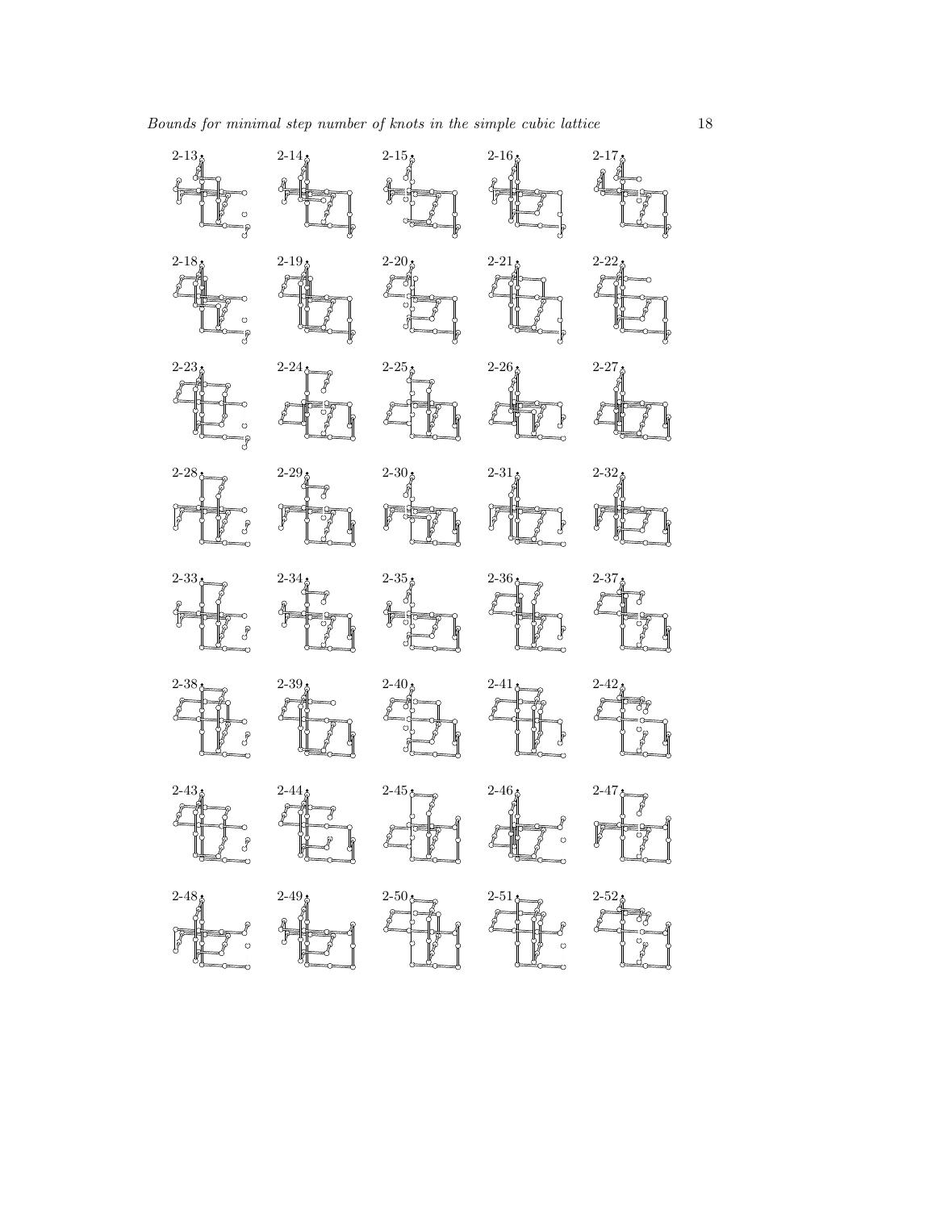2-13 2-14 2-15 2-16 2-17

2-18 2-19 2-20 2-21 2-22

2-23 2-24 2-25 2-26 2-27

2-28 2-29 2-30 2-31 2-32

2-33 2-34 2-35 2-36 2-37

2-38 2-39 2-40 2-41 2-42

2-43 2-44 2-45 2-46 2-47

2-48 2-49 2-50 2-51 2-52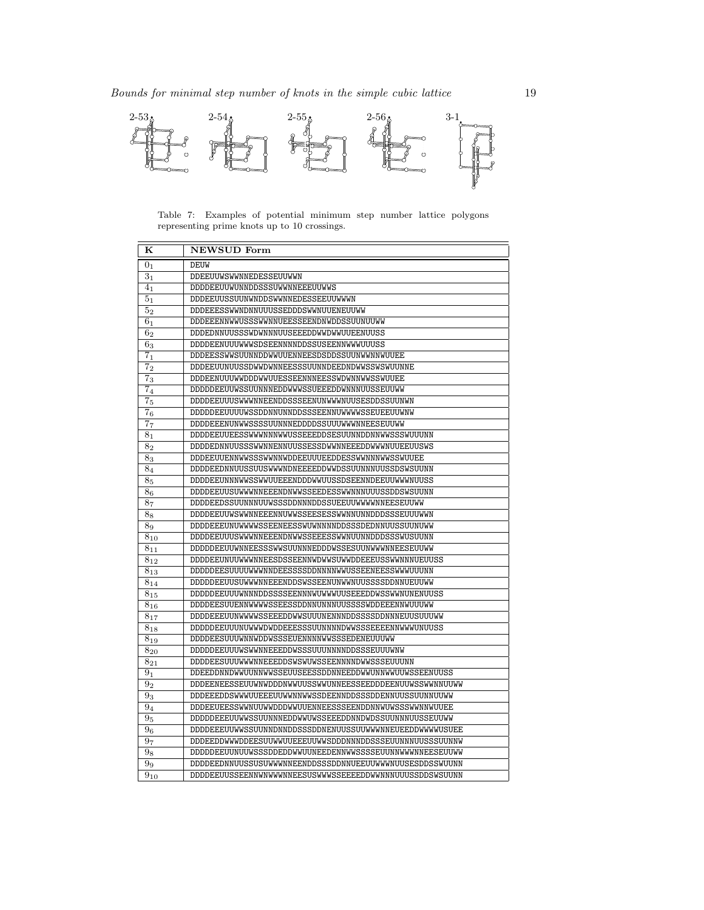2-53 2-54 2-55 2-56 3-1

Table 7: Examples of potential minimum step number lattice polygons representing prime knots up to 10 crossings.

| K | NEWSUD Form |
|---|---|
| $0_1$ | DEUW |
| $3_1$ | DDEEUUWSWWNNEDESSEUUWWN |
| $4_1$ | DDDDEEUUWUNNDDSSSUWWNNEEEUUWWS |
| $5_1$ | DDDEEUUSSUUNWNDDSWWNNEDESSEEUUWWWN |
| $5_2$ | DDDEEESSWWNDNNUUUSSEDDDSWWNUUENEUUWW |
| $6_1$ | DDDEEENNWWUSSSWWNNUEESSEENDNWDDSSUUNUUWW |
| $6_2$ | DDDEDNNUUSSSWDWNNNUUSEEEDDWWDWWUUEENUUSS |
| $6_3$ | DDDDEENUUUWWWSDSEENNNNDDSSUSEENNWWWUUUSS |
| $7_1$ | DDDEESSWWSUUNNDDWWUUENNEESDSDDSSUUNWWNNWUUEE |
| $7_2$ | DDDEEUUNUUSSDWWDWNNEESSSUUNNDEEDNDWWSSWSWUUNNE |
| $7_3$ | DDDEENUUUWWDDDWWUUESSEENNNEESSWDWNNWWSSWUUEE |
| $7_4$ | DDDDDEEUUWSSUUNNNEDDWWWSSUEEEDDWNNNUUSSEUUWW |
| $7_5$ | DDDDEEUUUSWWWNNEENDDSSSEENUNWWWNUUSESDDSSUUNWN |
| $7_6$ | DDDDDEEUUUUWSSDDNNUNNDDSSSEENNUWWWWSSEUEEUUWNW |
| $7_7$ | DDDDEEENUNWWSSSSUUNNNEDDDDSSUUUWWWNNEESEUUWW |
| $8_1$ | DDDDEEUUEESSWWWNNNWWUSSEEEDDSESUUNNDDNNWWSSSWUUUNN |
| $8_2$ | DDDDEDNNUUSSSWWNNENNUUSSESSDWWNNEEEDDWWWNUUEEUUSWS |
| $8_3$ | DDDEEUUENNWWSSSWWNNWDDEEUUUEEDDESSWWNNNWWSSWUUEE |
| $8_4$ | DDDDEEDNNUUSSUUSWWWNDNEEEEDDWWDSSUUNNNUUSSDSWSUUNN |
| $8_5$ | DDDDEEUNNNWWSSWWUUEEENDDDWWUUSSDSEENNDEEUUWWWNUUSS |
| $8_6$ | DDDDEEUUSUWWWNNEEENDNWWSSEEDESSWWNNNUUUSSDDSWSUUNN |
| $8_7$ | DDDDEEDSSUUNNNUUWSSSDDNNNDDSSUEEUUWWWWNNEESEUUWW |
| $8_8$ | DDDDEEUUWSWWNNEEENNUWWSSEESESSWWNNUNNDDDSSSEUUUWWN |
| $8_9$ | DDDDEEEUNUWWWWSSEENEESSWUWNNNNDDSSSDEDNNUUSSUUNUWW |
| $8_{10}$ | DDDDEEUUUSWWWNNEEENDNWWSSEEESSWWNUUNNDDDSSSWUSUUNN |
| $8_{11}$ | DDDDDEEUUWNNEESSSWWSUUNNNEDDDWSSESUUNWWWNNEESEUUWW |
| $8_{12}$ | DDDDEEUNUUWWWNNEESDSSEENNWDWWSUWWDDEEEUSSWWNNNUEUUSS |
| $8_{13}$ | DDDDDEESUUUUWWWNNDEESSSSDDNNNNWWUSSEENEESSWWWUUUNN |
| $8_{14}$ | DDDDDEEUUSUWWWNNEEENDDSWSSEENUNWWNUUSSSSDDNNUEUUWW |
| $8_{15}$ | DDDDDEEUUUWNNNDDSSSSEENNNWUWWWUUSEEEDDWSSWWNUNENUUSS |
| $8_{16}$ | DDDDEESUUENNWWWWSSEESSDDNNUNNNUUSSSSWDDEEENNWUUUWW |
| $8_{17}$ | DDDDEEEUUNWWWWSSEEEDDWWSUUUNENNNDDSSSSDDNNNEUUSUUUWW |
| $8_{18}$ | DDDDDEEUUUNUWWWDWDDEEEESSSUUNNNNDWWSSSEEEENNWWWUNUUSS |
| $8_{19}$ | DDDDEESUUUWNNWDDWSSSEUENNNNWWSSSEDENEUUUWW |
| $8_{20}$ | DDDDDEEUUUWSWWNNEEEDDWSSSUUUNNNNDDSSSEUUUWNW |
| $8_{21}$ | DDDDEESUUUWWWNNEEEDDSWSWUWSSEENNNNDWWSSSEUUUNN |
| $9_1$ | DDEEDDNNDWWUUNNWWSSEUUSEESSDDNNEEDDWWUNNWWUUWSSEENUUSS |
| $9_2$ | DDDEENEESSEUUWNWDDDNWWUUSSWWUNNEESSEEDDDEENUUWSSWWNNUUWW |
| $9_3$ | DDDEEEDDSWWWUUEEEUUWWNNWWSSDEENNDDSSSDDENNUUSSUUNNUUWW |
| $9_4$ | DDDEEUEESSWWNUUWWDDDWWUUENNEESSSEENDDNNWUWSSSWWNNWUUEE |
| $9_5$ | DDDDDEEEUUWWSSUUNNNEDDWWUWSSEEEDDNNDWDSSUUNNNUUSSEUUWW |
| $9_6$ | DDDDEEEUUWWSSUUNNDNNDDSSSDDNENUUSSUUWWWNNEUEEDDWWWWUSUEE |
| $9_7$ | DDDEEDDWWWDDEESUUWWUUEEEUUWWSDDDNNNDDSSSEUUNNNUUSSSUUNNW |
| $9_8$ | DDDDDEEUUNUUWSSSDDEDDWWUUNEEDENNWWSSSSEUUNNWWWNNEESEUUWW |
| $9_9$ | DDDDEEDNNUUSSUSUWWWNNEENDDSSSDDNNUEEUUWWWNUUSESDDSSWUUNN |
| $9_{10}$ | DDDDEEUUSSEENNWNWWWNNEESUSWWWSSEEEEDDWWNNNUUUSSDDSWSUUNN |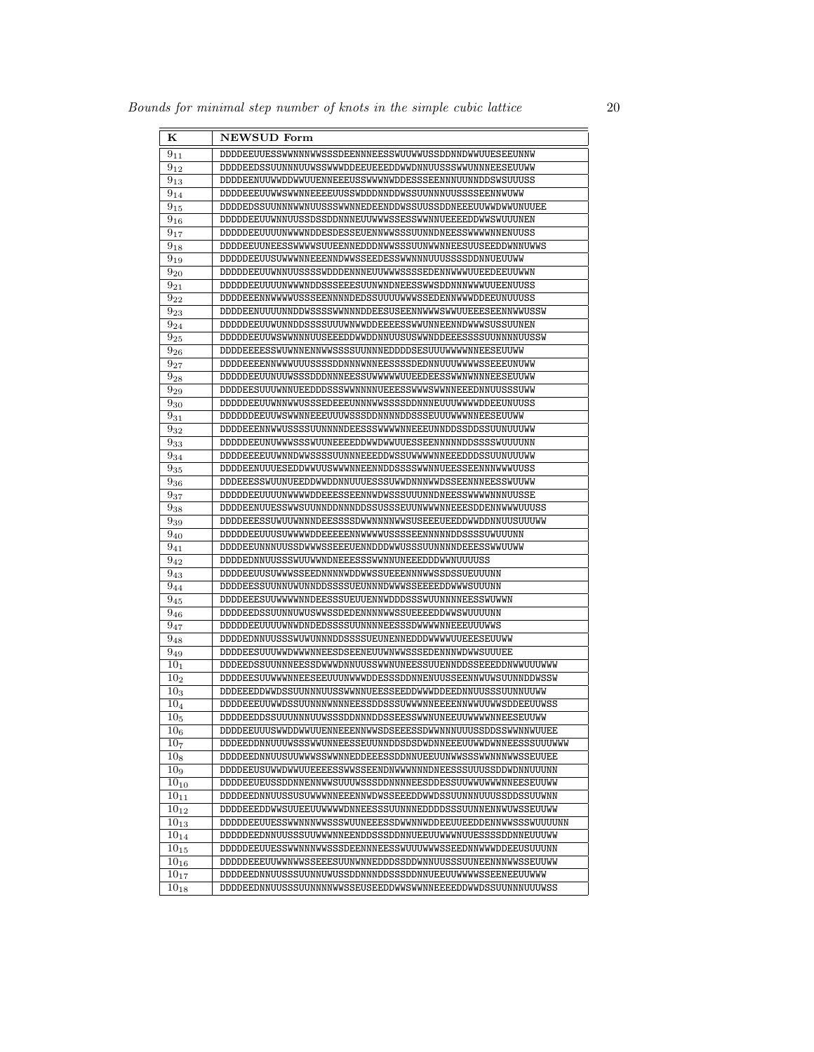| K | NEWSUD Form |
|---|---|
| $9_{11}$ | DDDDEEUUESSWWNNNWWSSSDEENNNEESSWUUWWUSSDDNNDWWUUESEEUNNW |
| $9_{12}$ | DDDDEEDSSUUNNNUUWSSWWWDDEEUEEEDDWWDNNUUSSSWWUNNNEESEUUWW |
| $9_{13}$ | DDDDEENUUWWDDWWUUENNEEEUSSWWWNWDDESSSEENNNUUNNDDSWSUUUSS |
| $9_{14}$ | DDDDEEEUUWWSWWNNEEEEUUSSWDDDNNDDWSSUUNNNUUSSSSEENNWUWW |
| $9_{15}$ | DDDDEDSSUUNNNWWNUUSSSWWNNEDEENDDWSSUUSSDDNEEEUUWWDWWUNUUEE |
| $9_{16}$ | DDDDDEEUUWNNUUSSDSSDDNNNEUUWWWSSESSWWNNUEEEEDDWWSWUUUNEN |
| $9_{17}$ | DDDDDEEUUUUNWWWNDDESDESSEUENNWWSSSUUNNDNEESSWWWWNNENUUSS |
| $9_{18}$ | DDDDEEUUNEESSWWWWSUUEENNEDDDNWWSSSUUNWWNNEESUUSEEDDWNNUWWS |
| $9_{19}$ | DDDDDEEUUSUWWWNNEEENNDWWSSEEDESSWWNNNUUUSSSSDDNNUEUUWW |
| $9_{20}$ | DDDDDEEUUWNNUUSSSSWDDDENNNEUUWWWSSSSEDENNWWWUUEEDEEUUWWN |
| $9_{21}$ | DDDDDEEUUUUNWWWNDDSSSEEESUUNWNDNEESSWWSDDNNNWWWUUEENUUSS |
| $9_{22}$ | DDDDEEENNWWWWUSSSEENNNNDEDSSUUUUWWWSSEDENNWWWDDEEUNUUUSS |
| $9_{23}$ | DDDDEENUUUUNNDDWSSSSWWNNNDDEESUSEENNWWWSWWUUEEESEENNWWUSSW |
| $9_{24}$ | DDDDDEEUUWUNNDDSSSSUUUWNWWDDEEEESSWWUNNEENNDWWWSUSSUUNEN |
| $9_{25}$ | DDDDDEEUUWSWWNNNUUSEEEDDWWDDNNUUSUSWWNDDEEESSSSUUNNNNUUSSW |
| $9_{26}$ | DDDDEEEESSWUWNNENNWWSSSSUUNNNEDDDDSESUUUWWWWNNEESEUUWW |
| $9_{27}$ | DDDDEEEENNWWWUUUSSSSDDNNNWNNEESSSSDEDNNUUUWWWSSEEEUNUWW |
| $9_{28}$ | DDDDDEEUUNUUWSSSDDDNNNEESSUWWWWWUUEEDEESSWWNWNNNEESEUUWW |
| $9_{29}$ | DDDDEESUUUWNNUEEDDDSSSWWNNNNUEEESSWWWSWWNNEEEDNNUUSSSUWW |
| $9_{30}$ | DDDDDEEUUWNNWWUSSSEDEEEUNNNWWSSSSDDNNNEUUUWWWWDDEEUNUUSS |
| $9_{31}$ | DDDDDDEEUUWSWWNNEEEUUUWSSSDDNNNNDDSSSEUUUWWWNNEESEUUWW |
| $9_{32}$ | DDDDEEENNWWUSSSSUUNNNNDEESSSWWWWNNEEEUNNDDSSDDSSUUNUUUWW |
| $9_{33}$ | DDDDDEEUNUWWWSSSWWUUNEEEEDDWWDWWUUESSEENNNNNDDSSSSWUUUUNN |
| $9_{34}$ | DDDDEEEEUUWNNDWWSSSSUUNNNEEEDDWSSUWWWWNNEEEDDDSSUUNUUUWW |
| $9_{35}$ | DDDDEENUUUESEDDWWUUSWWWNNEENNDDSSSSWWNNUEESSEENNNWWWUUSS |
| $9_{36}$ | DDDEEESSWUUNUEEDDWWDDNNUUUESSSUWWDNNNWWDSSEENNNEESSWUUWW |
| $9_{37}$ | DDDDDEEUUUUNWWWWDDEEESSEENNWDWSSSUUUNNDNEESSWWWWNNNUUSSE |
| $9_{38}$ | DDDDEENUUESSWWSUUNNDDNNNDDSSUSSSEUUNWWWNNEEESDDENNWWWUUUSS |
| $9_{39}$ | DDDDEEESSUWUUWNNNDEESSSSDWWNNNNWWSUSEEEUEEDDWWDDNNUUSUUUWW |
| $9_{40}$ | DDDDDEEUUUSUWWWWDDEEEEENNWWWWUSSSSEENNNNNDDSSSSUWUUUNN |
| $9_{41}$ | DDDDEEUNNNNUUSSDWWWSSEEEUENNDDDWWUSSSUUNNNNDEEESSWWUUWW |
| $9_{42}$ | DDDDEDNNUUSSSWUUWWNDNEEESSSWWNNUNEEEDDDWWNUUUUSS |
| $9_{43}$ | DDDDEEUUSUWWWSSEEDNNNNWDDWWSSUEEENNNWWSSDSSUEUUUNN |
| $9_{44}$ | DDDDEESSUUNNUWUNNDDSSSSUEUNNNDWWWSSEEEEDDWWWSUUUNN |
| $9_{45}$ | DDDDEEESUUWWWWNNDEESSSUEUUENNWDDDSSSWUUNNNNEESSWUWWN |
| $9_{46}$ | DDDDEEDSSUUNNUWUSWWSSDEDENNNNWWSSUEEEEDDWWSWUUUUNN |
| $9_{47}$ | DDDDDEEUUUUWNWDNDEDSSSSUUNNNNEESSSDWWWWNNEEEUUUWWS |
| $9_{48}$ | DDDDEDNNUUSSSWUWUNNNDDSSSSUEUNENNEDDDWWWWUUEEESEUUWW |
| $9_{49}$ | DDDDEESUUUWWDWWWNNEESDSEENEUUWNWWSSSEDENNNWDWWSUUUEE |
| $10_{1}$ | DDDEEDSSUUNNNEESSDWWWDNNUUSSWWNUNEESSUUENNDDSSEEEDDNWWUUUWWW |
| $10_{2}$ | DDDDEESUUWWWNNEESEEUUUNWWWDDESSSDDNNENUUSSEENNWUWSUUNNDDWSSW |
| $10_{3}$ | DDDEEEDDWWDSSUUNNNUUSSWWNNUEESSEEDDWWWDDEEDNNUUSSSUUNNUUWW |
| $10_{4}$ | DDDDEEEUUWWDSSUUNNNWNNNEESSDDSSSUWWWNNEEEENNWWUUWWSDDEEUUWSS |
| $10_{5}$ | DDDDEEDDSSUUUNNNUUWSSSDDNNNDDSSEESSWWNUNEEUUWWWWNNEESEUUWW |
| $10_{6}$ | DDDDEEUUUSWWDDWWUUENNEEENNWWSDSEEESSDWWNNNUUUSSDDSSWWNNWUUEE |
| $10_{7}$ | DDDEEDDNNUUUWSSSWWUNNEESSEUUNNDDSDSDWDNNEEEUUWWDWNNEESSSUUUWW |
| $10_{8}$ | DDDDEEDNNUUSUUWWWSSWWNNEDDEEESSDDNNUEEUUNWWSSSWWNNNWWSSEUUEE |
| $10_{9}$ | DDDDEEUSUWWDWWUUEEEESSWWSSEENDNWWWNNNDNEESSSUUUSSDDWDNNUUUNN |
| $10_{10}$ | DDDDEEUEUSSDDNNENNWWSUUUWSSSDDNNNNEESDDESSUUWWUWWWNNEESEUUWW |
| $10_{11}$ | DDDDEEDNNUUSSUSUWWWNNEEENNWDWSSEEEDDWWDSSUUNNNUUUSSDDSSUUWNN |
| $10_{12}$ | DDDDEEEDDWWSUUEEUUWWWWDNNEESSSUUNNNEDDDDSSSUUNNENNWUWSSEUUWW |
| $10_{13}$ | DDDDDEEUUESSWWNNNWWSSSWWUUNEEESSSDWWNNWDDEEUUEEDDENNWWSSSWUUUUNN |
| $10_{14}$ | DDDDDEEDNNUUSSSUUWWWNNEENDDSSSDDNNUEEUUWWWNUUESSSSDDNNEUUUWW |
| $10_{15}$ | DDDDDEEUUESSWWNNNWWSSSDEENNNEESSWUUUWWWSSEEDNNWWWDDEEUSUUUNN |
| $10_{16}$ | DDDDDEEEUUWWNWWSSEEESUUNWNNEDDDSSDDWNNUUSSSUUNEENNNWWSSEUUWW |
| $10_{17}$ | DDDDEEDNNUUSSSUUNNUWUSSDDNNNDDSSSDDNNUEEUUWWWWSSEENEEUUWWW |
| $10_{18}$ | DDDDEEDNNUUSSSUUNNNNWWSSEUSEEDDWWSWWNNEEEEDDWWDSSUUNNNUUUWSS |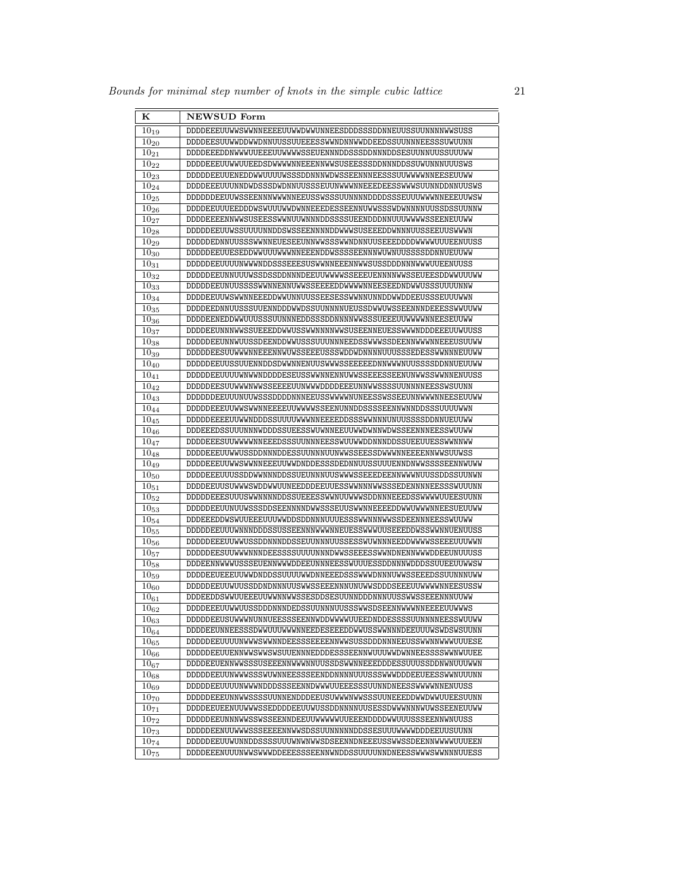| K | NEWSUD Form |
|---|---|
| $10_{19}$ | DDDDEEEUUWWSWWNNEEEEUUWWDWWUNNEESDDDSSSDDNNEUUSSUUNNNNWWSUSS |
| $10_{20}$ | DDDDEESUUWWDDWWDNNUUSSUUEEESSWWNDNNWWDDEEDSSUUNNNEESSSUWUUNN |
| $10_{21}$ | DDDDEEEDDNWWWUUEEEUUWWWWSSEUENNNDDSSSDDNNNDDSESUUNNUUSSUUUWW |
| $10_{22}$ | DDDDEEEUUWWUUEEDSDWWWWNNEEENNWWSUSEESSSDDNNNDDSSUWUNNNUUUSWS |
| $10_{23}$ | DDDDDEEUUENEDDWWUUUUWSSSDDNNNWDWSSEENNNEESSSUUWWWWNNEESEUUWW |
| $10_{24}$ | DDDDEEEUUUNNDWDSSSDWDNNUUSSSEUUNWWWNNEEEDEESSWWWSUUNNDDNNUUSWS |
| $10_{25}$ | DDDDDDEEUUWSSEENNNWWWNNEEUSSWSSSUUNNNNDDDDSSSEUUUWWWNNEEEUUWSW |
| $10_{26}$ | DDDDEEUUUEEDDDWSWUUUWWDWNNEEEDESSEENNUWWSSSWDWNNNNUUSSDSSUUNNW |
| $10_{27}$ | DDDDEEEENNWWSUSEESSWWNUUWNNNDDSSSSUEENDDDNNUUUWWWWSSEENEUUWW |
| $10_{28}$ | DDDDDEEUUWSSUUUUNNDDSWSSEENNNNDDWWWSUSEEEDDWNNNUUSSEEUUSWWWN |
| $10_{29}$ | DDDDDEDNNUUSSSWWNNEUESEEUNNWWSSSWWNDNNUUSEEEDDDDWWWWUUUEENUUSS |
| $10_{30}$ | DDDDDEEUUESEDDWWUUUWWWNNEEENDDWSSSSEENNNWUWNUUSSSSDDNNUEUUWW |
| $10_{31}$ | DDDDDEEUUUUNWWWNDDSSSEEESUSWWNNEEENNWWSUSSDDDNNNWWWUUEENUUSS |
| $10_{32}$ | DDDDDEEUNNUUUWSSDSSDDNNNDEEUUWWWWSSEEEUENNNNWWSSEUEESDDWWUUUWW |
| $10_{33}$ | DDDDDEEUNUUSSSSWWNNENNUWWSSEEEEDDWWWWNNEESEEDNDWWUSSSUUUUNNW |
| $10_{34}$ | DDDDEEUUWSWWNNEEEDDWWUNNUUSSEESESSWWNNUNNDDWWDDEEUSSSEUUUWWN |
| $10_{35}$ | DDDDEEDNNUUSSSUUENNDDDWWDSSUUNNNNUEUSSDWWUWSSEENNNDEEESSWWUUWW |
| $10_{36}$ | DDDDEENEDDWWUUUSSSUUNNNEDDSSSDDNNNNWWSSSUEEEUUWWWWNNEESEUUWW |
| $10_{37}$ | DDDDEEUNNNWWSSUEEEDDWWUSSWWNNNNWWSUSEENNEUESSWWWNDDDEEEUUWUUSS |
| $10_{38}$ | DDDDDEEUNNWUUSSDEENDDWWUSSSUUUNNNEEDSSWWWSSDEENNWWWNNEEEUSUUWW |
| $10_{39}$ | DDDDDEESUUWWWNNEEENNWUWSSEEEUSSSWDDWDNNNNUUUSSSEDESSWWNNNEUUWW |
| $10_{40}$ | DDDDDEEUUSSUUENNDDSDWWNNENUUSWWWSSEEEEEDNNWWWNUUSSSSDDNNUEUUWW |
| $10_{41}$ | DDDDDEEUUUUWNWWNDDDDESEUSSWWNNENNUWWSSEEESSEENUNWWSSWWNNENUUSS |
| $10_{42}$ | DDDDDEESUUWWWNWWSSEEEEUUNWWWDDDDEEEUNNWWSSSSUUNNNNEESSWSUUNN |
| $10_{43}$ | DDDDDDEEUUUNUUWSSSDDDDNNNEEUSSWWWWNUNEESSWSSEEUNNWWWNNEESEUUWW |
| $10_{44}$ | DDDDDEEEUUWWSWWNNEEEEUUWWWWSSEENUNNDDSSSSEENNWNNDDSSSUUUUWWN |
| $10_{45}$ | DDDDDEEEEUUWWNDDDSSUUUUWWWNNEEEEDDSSSWWNNNUNUUSSSSDDNNUEUUWW |
| $10_{46}$ | DDDEEEDSSUUUNNNWDDDSSUEESSWUWNNEEUUWWDWNNWDWSSEENNNEESSWUUWW |
| $10_{47}$ | DDDDEEESUUWWWWNNEEEDSSSUUNNNEESSWUUWWDDNNNDDSSUEEUUESSWWNNWW |
| $10_{48}$ | DDDDEEEUUWWUSSDDNNNDDESSUUNNNUUNWWSSEESSDWWWNNEEEENNWWSUUWSS |
| $10_{49}$ | DDDDEEEUUWWSWWNNEEEUUWWDNDDESSSDEDNNUUSSUUUENNDNWWSSSSEENNWUWW |
| $10_{50}$ | DDDDEEEUUUSSDDWWNNNDDSSUEUNNNUUSWWWSSEEEDEENNWWWNUUSSDDSSUUNWN |
| $10_{51}$ | DDDDEEUUSUWWWSWDDWWUUNEEDDDEEUUESSWWNNNWWSSSEDENNNNEESSSWUUUNN |
| $10_{52}$ | DDDDDEEESUUUSWWNNNNDDSSUEEESSWWNUUWWWSDDNNNEEEDSSWWWWUUEESUUNN |
| $10_{53}$ | DDDDDEEUUNUUWSSSDDSEENNNNDWWSSSEUUSWWNNEEEEDDWWUWWWNNEESUEUUWW |
| $10_{54}$ | DDDEEEDDWSWUUEEEUUUWWDDSDDNNNUUUESSSWWNNNWWSSDEENNNEESSWUUWW |
| $10_{55}$ | DDDDDEEUUUWNNNDDDSSUSSEENNNWWWNNEUESSWWWUUSEEEDDWSSWWNNUENUUSS |
| $10_{56}$ | DDDDDEEEUUWWUSSDDNNNDDSSEUUNNNUUSSESSWUWNNNEEDDWWWWSSEEEUUUWWN |
| $10_{57}$ | DDDDDEESUUWWWNNNDEESSSSUUUUNNNDWWSSEEESSWWNDNENNWWWDDEEUNUUUSS |
| $10_{58}$ | DDDEENNWWWUSSSEUENNWWWDDEEUNNNEESSWUUUESSDDNNNWDDDSSUUEEUUWWSW |
| $10_{59}$ | DDDDEEUEEEUUWWDNDDSSUUUUWWDNNEEEDSSSWWWDNNNUWWSSEEEDSSUUNNNUWW |
| $10_{60}$ | DDDDDEEUUWUUSSDDNDNNNUUSWWSSEEENNNUNUWWSDDDSEEEUUWWWWNNEESUSSW |
| $10_{61}$ | DDDEEDDSWWUUEEEUUWWNNWWSSESDDSESUUNNDDDNNNUUSSWWSSEEENNNUUWW |
| $10_{62}$ | DDDDEEEUUWWUUSSDDDNNNDEDSSUUNNNUUSSSWWSDSEENNWWWNNEEEEUUWWWS |
| $10_{63}$ | DDDDDEEUSUWWWNUNNUEESSSEENNWDDWWWWUUEEDNDDESSSSUUNNNNEESSWUUWW |
| $10_{64}$ | DDDDEEUNNEESSSDWWUUUWWWNNEEDESEEEDDWWUSSWWNNNDEEUUUWSWDSWSUUNN |
| $10_{65}$ | DDDDDEEUUUUNWWWSWWNNDEESSSEEEENNWWSUSSDDDNNNEEUSSWWNNWWWUUESE |
| $10_{66}$ | DDDDDEEUUEUENNWWSWWSWSUUENNNEDDDESSSEENNWUUUWWDWNNEESSSSWWNWUUEE |
| $10_{67}$ | DDDDEEUENNWWSSSUSEEENNWWWNNUUSSDSWWNNEEEDDDESSUUUSSDDNWNUUUWWN |
| $10_{68}$ | DDDDDEEUUNWWWSSSWUWNNEESSSEENDDNNNNUUUSSSWWWDDDEEUEESSWWNUUUNN |
| $10_{69}$ | DDDDDEEUUUUNWWWNDDDSSSEENNDWWWUUEEESSSUUNNDNEESSWWWWNNENUUSS |
| $10_{70}$ | DDDDDEEEUNNWWSSSSUUNNENDDDEEUSUWWWNWWSSSUUNEEEDDWWDWWUUEESUUNN |
| $10_{71}$ | DDDDEEUEENUUWWWSSEDDDDEEUUWUSSDDNNNNUUSESSDWWWNNNWUWSSEENEUUWW |
| $10_{72}$ | DDDDDEEUNNNWWSSWSSEENNDEEUUWWWWUUEEENDDDDWWUUUSSSEENNWNUUSS |
| $10_{73}$ | DDDDDEENUUWWWSSSEEEENNWWSDSSUUNNNNNDDSSESUUUWWWWDDDEEUUSUUNN |
| $10_{74}$ | DDDDDEEUUWUNNDDSSSSUUUWNWNWWSDSEENNDNEEEUSSWWSSDEENNWWWWUUUEEN |
| $10_{75}$ | DDDDEEENUUUNWWSWWWDDEEESSSEENNWNDDSSUUUUNNDNEESSWWWSWWNNNUUESS |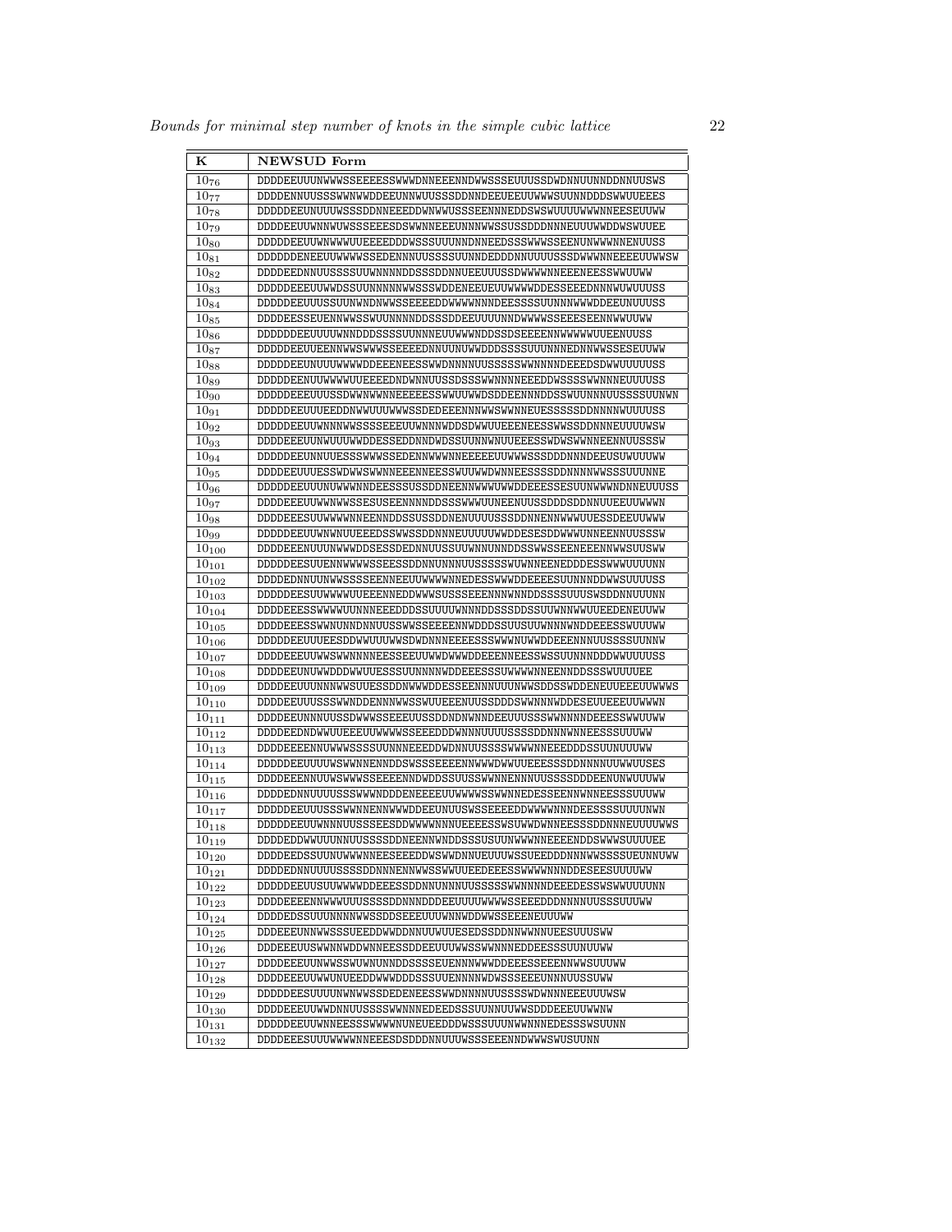| K | NEWSUD Form |
|---|---|
| $10_{76}$ | DDDDEEUUUNWWWSSEEEEESSWWWDNNEEENNDWWSSSEUUUSSDWDNNUUNNDDNNUUSWS |
| $10_{77}$ | DDDDENNUUSSSWWNWWDDEEUNNWUUSSSDDNNDEEUEEUUWWWSUUNNDDDSWWUUEEES |
| $10_{78}$ | DDDDDEEUNUUUWSSSDDNNEEEDDWNWWUSSSEENNNEDDSWSWUUUUWWWNNEESEUUWW |
| $10_{79}$ | DDDDEEUUWNNWUWSSSEEESDSWWNNEEEUNNNWWSSUSSDDDNNNEUUUWWDDWSWUUEE |
| $10_{80}$ | DDDDDEEUUWNWWWUUEEEEDDDWSSSUUUNNDNNEEDSSSWWWSSEENUNWWWNNENUUSS |
| $10_{81}$ | DDDDDDENEEUUWWWWSSEDENNNUUSSSSUUNNDEDDDNNUUUUSSSDWWWNNEEEEUUWWSW |
| $10_{82}$ | DDDDEEDNNUUSSSSUUWNNNNDDSSSDDNNUEEUUUSSDWWWWNNEEENEESSWWUUWW |
| $10_{83}$ | DDDDDEEEUUWWDSSUUNNNNNWWSSSWDDENEEUEUUWWWWDDESSEEEDNNNWUWUUUSS |
| $10_{84}$ | DDDDDEEUUUSSUUNWNDNWWSSEEEEDDWWWWNNNDEESSSSUUNNNWWWDDEEUNUUUSS |
| $10_{85}$ | DDDDEESSEUENNWWSSWUUNNNNDDSSSDDEEUUUUNNDWWWWSSEEESEENNWWUUWW |
| $10_{86}$ | DDDDDDEEUUUUWNNDDDSSSSUUNNNEUUWWWNDDSSDSEEEENNWWWWWUUEENUUSS |
| $10_{87}$ | DDDDDEEUUEENNWWSWWWSSEEEEDNNUUNUWWDDDSSSSUUUNNNEDNNWWSSESEUUWW |
| $10_{88}$ | DDDDDEEUNUUUWWWWDDEEENEESSWWDNNNNUUSSSSSWWNNNNDEEEDSDWWUUUUUSS |
| $10_{89}$ | DDDDDEENUUWWWWUUEEEEDNDWNNUUSSDSSSWWNNNNEEEDDWSSSSWWNNNEUUUUSS |
| $10_{90}$ | DDDDDEEEUUUSSDWWNWWNNEEEEESSWWUUWWDSDDEENNNDDSSWUUNNNUUSSSSUUNWN |
| $10_{91}$ | DDDDDEEUUUEEDDNWWUUUWWWSSDEDEEENNNWWSWWNNEUESSSSSDDNNNNWUUUSS |
| $10_{92}$ | DDDDDEEUUWNNNWWSSSSEEEUUWNNNWDDSDWWUUEEENEESSWWSSDDNNNEUUUUWSW |
| $10_{93}$ | DDDDEEEUUNWUUUWWDDESSEDDNNDWDSSUUNNWNUUEEESSWDWSWWNNEENNUUSSSW |
| $10_{94}$ | DDDDDEEUNNUUESSSWWWSSEDENNWWWNNEEEEEUUWWWSSSDDDNNNDEEUSUWUUUWW |
| $10_{95}$ | DDDDEEUUUESSWDWWSWWNNEEENNEESSWUUWWDWNNEESSSSDDNNNNWWSSSUUUNNE |
| $10_{96}$ | DDDDDEEUUUNUWWWNNDDEESSSUSSDDNEENNWWWUWWDDEEESSESUUNWWWNDNNEUUUSS |
| $10_{97}$ | DDDDEEEUUWWNWWSSESUSEENNNNDDSSSWWWUUNEENUUSSDDDSDDNNUUEEUUWWWN |
| $10_{98}$ | DDDDEEESUUWWWWNNEENNDDSSUSSDDNENUUUUSSSDDNNENNWWWUUESSDEEUUWWW |
| $10_{99}$ | DDDDDEEUUWNWNUUEEEDSSWWSSDDNNNEUUUUUWWDDESESDDWWWUNNEENNUUSSSW |
| $10_{100}$ | DDDDEEENUUUNWWWDDSESSDEDNNUUSSUUWNNUNNDDSSWWSSEENEEENNWWSUUSWW |
| $10_{101}$ | DDDDDEESUUENNWWWWSSEESSDDNNUNNNUUSSSSSWUWNNEENEDDDESSWWWUUUUNN |
| $10_{102}$ | DDDDEDNNUUUNWWSSSSEENNEEUUWWWWNNEDESSWWWDDEEEESUUNNNDDWWSUUUUSS |
| $10_{103}$ | DDDDDEESUUWWWWWUUEEENNEDDWWWSUSSSEEENNNWNNDDSSSSUUUSWSDDNNUUUNN |
| $10_{104}$ | DDDDEEESSWWWWUUNNNEEEDDDSSUUUUWNNNDDSSSDDSSUUWNNWWUUEEDENEUUWW |
| $10_{105}$ | DDDDEEESSWWNUNNDNNUUSSWWSSEEEEENNWDDDSSUUSUUWNNNWNDDEEESSWUUUWW |
| $10_{106}$ | DDDDDEEUUUEESDDWWUUUWWSDWDNNNEEEESSSWWWNUWWDDEEENNNUUSSSSUUNNW |
| $10_{107}$ | DDDDEEEUUWWSWWNNNNEESSEEUUWWDWWWDDEEENNEESSWSSUUNNNDDDWWUUUUSS |
| $10_{108}$ | DDDDEEUNUWWDDDWWUUESSSUUNNNNWDDEEESSSUWWWWNNEENNDDSSSWUUUUEE |
| $10_{109}$ | DDDDEEUUUNNNWWSUUESSDDNWWWDDESSEENNNUUUNWWSDDSSWDDENEUUEEEUUWWWS |
| $10_{110}$ | DDDDEEUUUSSSWWNDDENNNWWSSWUUEEENUUSSDDDSWWNNNWDDESEUUEEEUUWWWN |
| $10_{111}$ | DDDDEEUNNNUUSSDWWWSSEEEUUSSDDNDNWNNDEEUUUSSSWWNNNNDEEESSWWUUWW |
| $10_{112}$ | DDDDEEDNDWWUUEEEUUWWWWSSEEEDDDWNNNUUUUSSSSDDNNNWNNEESSSUUUWW |
| $10_{113}$ | DDDDEEEENNUWWWSSSSUUNNNEEEDDWDNNUUSSSSWWWWNNEEEDDDSSUUNUUUWW |
| $10_{114}$ | DDDDDEEUUUUWSWWNNENNDDSWSSSEEEENNWWWDWWUUEEESSSDDNNNNUUWWUUSES |
| $10_{115}$ | DDDDEEENNUUWSWWWSSEEEENNDWDDSSUUSSWWNNENNNUUSSSSDDDEENUNWUUUWW |
| $10_{116}$ | DDDDEDNNUUUUSSSWWWNDDDENEEEEUUWWWWSSWWNNEDESSEENNWNNEESSSUUUWW |
| $10_{117}$ | DDDDDEEUUUSSSWWNNENNWWWDDEEUNUUSWSSEEEEDDWWWWNNNDEESSSSUUUUNWN |
| $10_{118}$ | DDDDDEEUUWNNNUUSSSEESDDWWWWNNNUEEEESSWSUWWDWNNEESSSDDNNNEUUUUWWS |
| $10_{119}$ | DDDDEDDWWUUUNNUUSSSSDDNEENNWNDDSSSUSUUNWWWNNEEEENDDSWWWSUUUUEE |
| $10_{120}$ | DDDDEEDSSUUNUWWWNNEESEEEDDWSWWDNNUEUUUWSSUEEDDDNNNWWSSSSUEUNNUWW |
| $10_{121}$ | DDDDEDNNUUUUSSSSDDNNNENNWWSSWWUUEEDEEESSWWWWNNNDDESEESUUUUWW |
| $10_{122}$ | DDDDDEEUUSUUWWWWDDEEESSDDNNUNNNUUSSSSSWWNNNNDEEEDESSWSWWUUUUNN |
| $10_{123}$ | DDDDEEEENNWWWUUUSSSSDDNNNDDDEEUUUUWWWSSEEEDDDNNNNUUSSSUUUWW |
| $10_{124}$ | DDDDEDSSUUUNNNNWWSSDDSEEEUUUWNNWDDWWSSEEENEUUUWW |
| $10_{125}$ | DDDEEEUNNWWSSSUEEDDWWDDNNUUWUUESEDSSDDNNWWNNUEESUUUSWW |
| $10_{126}$ | DDDEEEUUSWWNNWDDWNNEESSDDEEUUUWWSSWWNNNEDDEESSSUUNUUWW |
| $10_{127}$ | DDDDEEEUUNWWSSWUWNUNNDDSSSSEUENNNWWWDDEEESSEEENNWWSUUUWW |
| $10_{128}$ | DDDDEEEUUWWUNUEEDDWWWDDDSSSUUENNNNWDWSSSEEEUNNNUUSSUWW |
| $10_{129}$ | DDDDDEESUUUUNWNWWSSDEDENEESSWWDNNNNUUSSSSWDWNNNEEEUUUWSW |
| $10_{130}$ | DDDDEEEUUWWDNNUUSSSSWWNNNEDEEDSSSUUNNUUWWSDDDEEEUUWWNW |
| $10_{131}$ | DDDDDEEUUWNNEESSSWWWWNUNEUEEDDDWSSSUUUNWWNNNEDESSSWSUUNN |
| $10_{132}$ | DDDDEEESUUUWWWWNNEEESDSDDDNNUUUWSSSEEENNDWWWSWUSUUNN |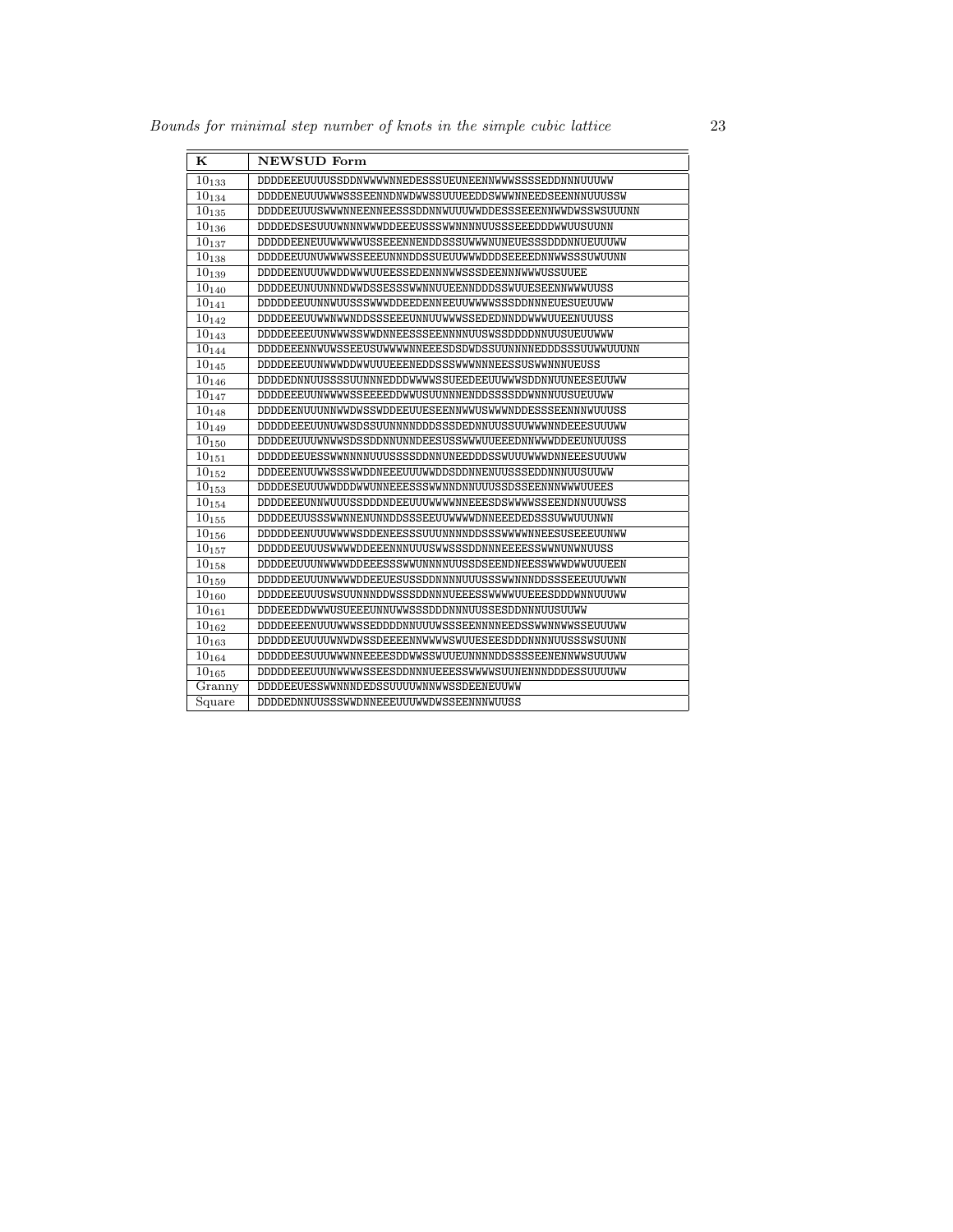| **K** | **NEWSUD Form** |
|---|---|
| $10_{133}$ | DDDDEEEUUUUSSDDNWWWWNNEDESSSUEUNEENNWWWSSSSEDDNNNUUUWW |
| $10_{134}$ | DDDDENEUUUWWWSSSEENNDNWDWWSSUUUEEDDSWWWNNEEDSEENNNUUUSSW |
| $10_{135}$ | DDDDEEUUUSWWWNNEENNEESSSDDNNWUUUWWDDESSSEEENNWWDWSSWSUUUNN |
| $10_{136}$ | DDDDEDSESUUUWNNNWWWDDEEEUSSSWWNNNNUUSSSEEEDDDWWUUSUUNN |
| $10_{137}$ | DDDDDEENEUUWWWWWUSSEEENNENDDSSSUWWWNUNEUESSSDDDNNUEUUUWW |
| $10_{138}$ | DDDDEEUUNUWWWWSSEEEUNNNDDSSUEUUWWWDDDSEEEEDNNWWSSSUWUUNN |
| $10_{139}$ | DDDDEENUUUWWDDWWWUUEESSEDENNNWWSSSDEENNNWWWUSSUUEE |
| $10_{140}$ | DDDDEEUNUUNNNDWWDSSESSSWWNNUUEENNDDDSSWUUESEENNWWWUUSS |
| $10_{141}$ | DDDDDEEUUNNWUUSSSWWWDDEEDENNEEUUWWWWSSSDDNNNEUESUEUUWW |
| $10_{142}$ | DDDDEEEUUWWNWWNDDSSSEEEUNNUUWWWSSEDEDNNDDWWWUUEENUUUSS |
| $10_{143}$ | DDDDEEEEUUNWWWSSWWDNNEESSSEENNNNUUSWSSDDDDNNUUSUEUUWWW |
| $10_{144}$ | DDDDEEENNWUWSSEEUSUWWWWNNEEESDSDWDSSUUNNNNEDDDSSSUUWWUUUNN |
| $10_{145}$ | DDDDEEEUUNWWWDDWWUUUEEENEDDSSSWWWNNNEESSUSWWNNNUEUSS |
| $10_{146}$ | DDDDEDNNUUSSSSUUNNNEDDDWWWWSSUEEDEEUUWWWSDDNNUUNEESEUUWW |
| $10_{147}$ | DDDDEEEUUNWWWWSSEEEEDDWWUSUUNNNENDDSSSSDDWNNNUUSUEUUWW |
| $10_{148}$ | DDDDEENUUUUNNWWDWSSWDDEEUUESEENNWWUSWWWNDDESSSEENNNWUUUSS |
| $10_{149}$ | DDDDDEEEUUNUWWSDSSUUNNNNDDDSSSDEDNNUUSSUUWWWNNDEEESUUUWW |
| $10_{150}$ | DDDDEEUUUWNWWSDSSDDNNUNNDEESUSSWWWUUEEEDNNWWWDDEEUNUUUSS |
| $10_{151}$ | DDDDDEEUESSWWNNNNUUUSSSSDDNNUNEEDDDSSWUUUWWWDNNEEESUUUWW |
| $10_{152}$ | DDDEEENUUWWSSSWWDDNEEEUUUWWDDSDDNNENUUSSSEDDNNNUUSUUWW |
| $10_{153}$ | DDDDESEUUUWWDDDWWUNNEEESSSWWNNDNNUUUSSDSSEENNNWWWUUEES |
| $10_{154}$ | DDDDEEEUNNWUUUSSDDDNDEEUUUWWWWNNEEESDSWWWWSSEENDNNUUUWSS |
| $10_{155}$ | DDDDEEUUSSSWWNNENUNNDDSSSEEUUWWWWDNNEEEDEDSSSUWWUUUNWN |
| $10_{156}$ | DDDDDEENUUUWWWWSDDENEESSSUUUNNNNDDSSSWWWWNNEESUSEEEUUNWW |
| $10_{157}$ | DDDDDEEUUUSWWWWDDEEENNNUUUSWWSSSDDNNNEEEEESSWWNUNWNUUSS |
| $10_{158}$ | DDDDEEUUUNWWWWDDEEESSSWWUNNNNUUSSDSEENDNEESSWWWDWWUUUEEN |
| $10_{159}$ | DDDDDEEUUUNWWWWDDEEUESUSSDDNNNNUUUSSSWWNNNDDSSSEEEUUUWWN |
| $10_{160}$ | DDDDEEEUUUSWSUUNNNDDWSSSDDNNNUEEESSWWWWUUEEESDDDWNNUUUWW |
| $10_{161}$ | DDDEEEDDWWWUSUEEEUNNUWWSSSDDDNNNUUSSESDDNNNUUSUUWW |
| $10_{162}$ | DDDDEEEENUUUWWWSSEDDDDNNUUUWSSSEENNNNEEDSSWWNNWWSSEUUUWW |
| $10_{163}$ | DDDDDEEUUUUWNWDWSSDEEEENNWWWWSWUUESEESDDDNNNNUUSSSWSUUNN |
| $10_{164}$ | DDDDDEESUUUWWWNNEEEESDDWWSSWUUEUNNNNDDSSSSEENENNWWSUUUWW |
| $10_{165}$ | DDDDDEEEUUUNWWWWSSEESDDNNNUEEESSWWWWSUUNENNNDDDESSUUUUWW |
| Granny | DDDDEEUESSWWNNNDEDSSUUUUWNNWWSSDEENEUUWW |
| Square | DDDDEDNNUUSSSWWDNNEEEUUUWWDWSSEENNNWUUSS |